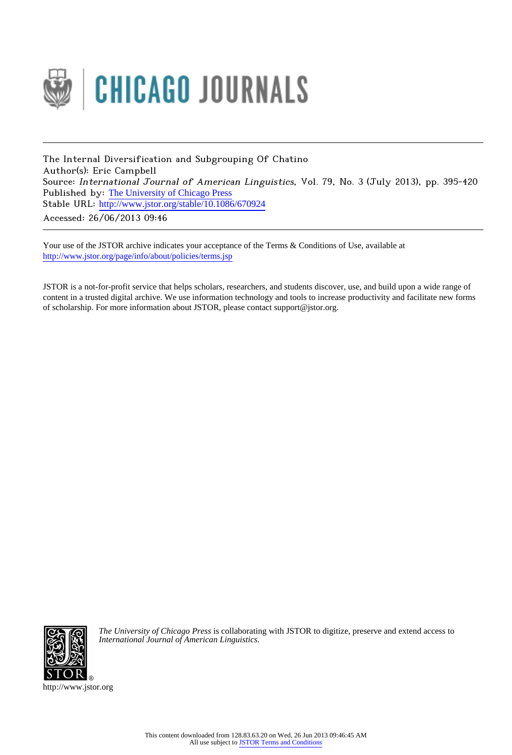The Internal Diversification and Subgrouping Of Chatino
Author(s): Eric Campbell
Source: *International Journal of American Linguistics*, Vol. 79, No. 3 (July 2013), pp. 395-420
Published by: The University of Chicago Press
Stable URL: http://www.jstor.org/stable/10.1086/670924
Accessed: 26/06/2013 09:46

Your use of the JSTOR archive indicates your acceptance of the Terms & Conditions of Use, available at
http://www.jstor.org/page/info/about/policies/terms.jsp

JSTOR is a not-for-profit service that helps scholars, researchers, and students discover, use, and build upon a wide range of content in a trusted digital archive. We use information technology and tools to increase productivity and facilitate new forms of scholarship. For more information about JSTOR, please contact support@jstor.org.

*The University of Chicago Press* is collaborating with JSTOR to digitize, preserve and extend access to *International Journal of American Linguistics.*

http://www.jstor.org

This content downloaded from 128.83.63.20 on Wed, 26 Jun 2013 09:46:45 AM
All use subject to JSTOR Terms and Conditions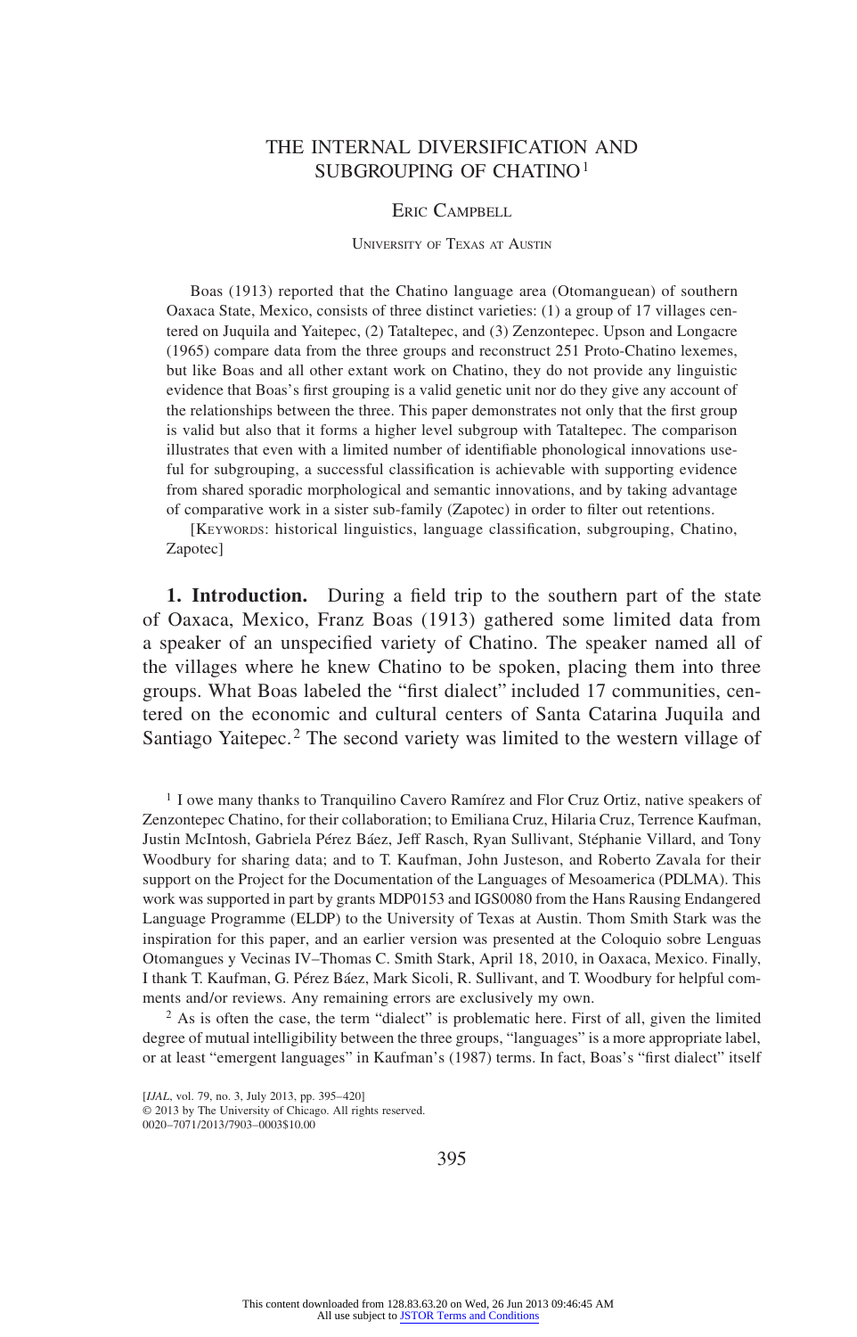# THE INTERNAL DIVERSIFICATION AND SUBGROUPING OF CHATINO[1]

ERIC CAMPBELL

UNIVERSITY OF TEXAS AT AUSTIN

Boas (1913) reported that the Chatino language area (Otomanguean) of southern Oaxaca State, Mexico, consists of three distinct varieties: (1) a group of 17 villages centered on Juquila and Yaitepec, (2) Tataltepec, and (3) Zenzontepec. Upson and Longacre (1965) compare data from the three groups and reconstruct 251 Proto-Chatino lexemes, but like Boas and all other extant work on Chatino, they do not provide any linguistic evidence that Boas's first grouping is a valid genetic unit nor do they give any account of the relationships between the three. This paper demonstrates not only that the first group is valid but also that it forms a higher level subgroup with Tataltepec. The comparison illustrates that even with a limited number of identifiable phonological innovations useful for subgrouping, a successful classification is achievable with supporting evidence from shared sporadic morphological and semantic innovations, and by taking advantage of comparative work in a sister sub-family (Zapotec) in order to filter out retentions.

[KEYWORDS: historical linguistics, language classification, subgrouping, Chatino, Zapotec]

**1. Introduction.** During a field trip to the southern part of the state of Oaxaca, Mexico, Franz Boas (1913) gathered some limited data from a speaker of an unspecified variety of Chatino. The speaker named all of the villages where he knew Chatino to be spoken, placing them into three groups. What Boas labeled the "first dialect" included 17 communities, centered on the economic and cultural centers of Santa Catarina Juquila and Santiago Yaitepec.[2] The second variety was limited to the western village of

[1] I owe many thanks to Tranquilino Cavero Ramírez and Flor Cruz Ortiz, native speakers of Zenzontepec Chatino, for their collaboration; to Emiliana Cruz, Hilaria Cruz, Terrence Kaufman, Justin McIntosh, Gabriela Pérez Báez, Jeff Rasch, Ryan Sullivant, Stéphanie Villard, and Tony Woodbury for sharing data; and to T. Kaufman, John Justeson, and Roberto Zavala for their support on the Project for the Documentation of the Languages of Mesoamerica (PDLMA). This work was supported in part by grants MDP0153 and IGS0080 from the Hans Rausing Endangered Language Programme (ELDP) to the University of Texas at Austin. Thom Smith Stark was the inspiration for this paper, and an earlier version was presented at the Coloquio sobre Lenguas Otomangues y Vecinas IV–Thomas C. Smith Stark, April 18, 2010, in Oaxaca, Mexico. Finally, I thank T. Kaufman, G. Pérez Báez, Mark Sicoli, R. Sullivant, and T. Woodbury for helpful comments and/or reviews. Any remaining errors are exclusively my own.

[2] As is often the case, the term "dialect" is problematic here. First of all, given the limited degree of mutual intelligibility between the three groups, "languages" is a more appropriate label, or at least "emergent languages" in Kaufman's (1987) terms. In fact, Boas's "first dialect" itself

[*IJAL*, vol. 79, no. 3, July 2013, pp. 395–420]
© 2013 by The University of Chicago. All rights reserved.
0020–7071/2013/7903–0003$10.00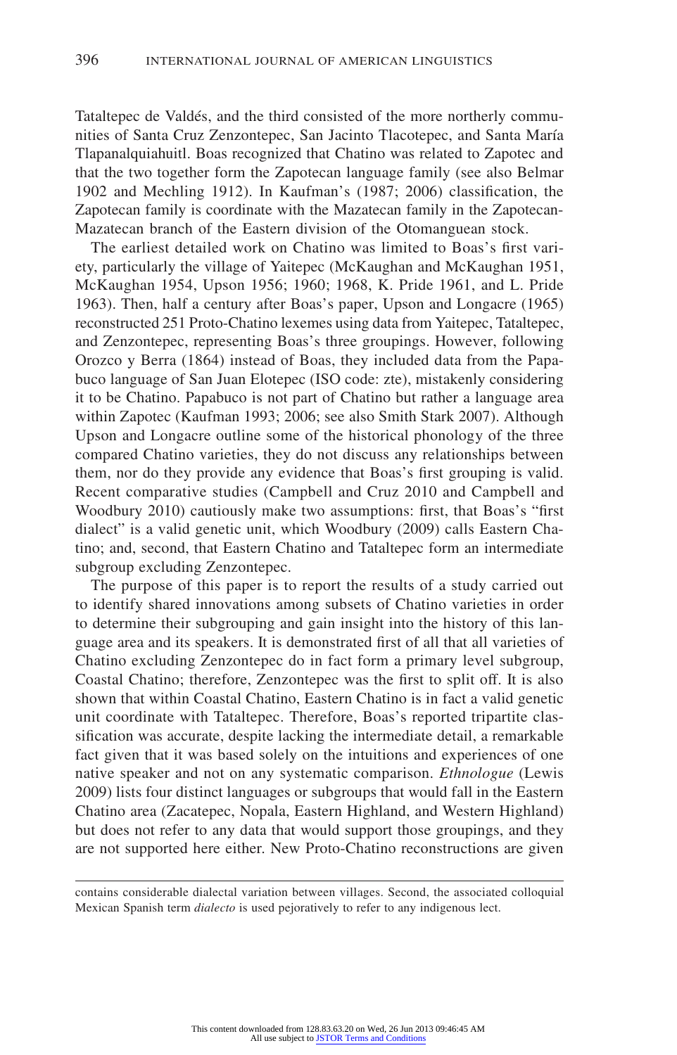Tataltepec de Valdés, and the third consisted of the more northerly communities of Santa Cruz Zenzontepec, San Jacinto Tlacotepec, and Santa María Tlapanalquiahuitl. Boas recognized that Chatino was related to Zapotec and that the two together form the Zapotecan language family (see also Belmar 1902 and Mechling 1912). In Kaufman's (1987; 2006) classification, the Zapotecan family is coordinate with the Mazatecan family in the Zapotecan-Mazatecan branch of the Eastern division of the Otomanguean stock.

The earliest detailed work on Chatino was limited to Boas's first variety, particularly the village of Yaitepec (McKaughan and McKaughan 1951, McKaughan 1954, Upson 1956; 1960; 1968, K. Pride 1961, and L. Pride 1963). Then, half a century after Boas's paper, Upson and Longacre (1965) reconstructed 251 Proto-Chatino lexemes using data from Yaitepec, Tataltepec, and Zenzontepec, representing Boas's three groupings. However, following Orozco y Berra (1864) instead of Boas, they included data from the Papabuco language of San Juan Elotepec (ISO code: zte), mistakenly considering it to be Chatino. Papabuco is not part of Chatino but rather a language area within Zapotec (Kaufman 1993; 2006; see also Smith Stark 2007). Although Upson and Longacre outline some of the historical phonology of the three compared Chatino varieties, they do not discuss any relationships between them, nor do they provide any evidence that Boas's first grouping is valid. Recent comparative studies (Campbell and Cruz 2010 and Campbell and Woodbury 2010) cautiously make two assumptions: first, that Boas's "first dialect" is a valid genetic unit, which Woodbury (2009) calls Eastern Chatino; and, second, that Eastern Chatino and Tataltepec form an intermediate subgroup excluding Zenzontepec.

The purpose of this paper is to report the results of a study carried out to identify shared innovations among subsets of Chatino varieties in order to determine their subgrouping and gain insight into the history of this language area and its speakers. It is demonstrated first of all that all varieties of Chatino excluding Zenzontepec do in fact form a primary level subgroup, Coastal Chatino; therefore, Zenzontepec was the first to split off. It is also shown that within Coastal Chatino, Eastern Chatino is in fact a valid genetic unit coordinate with Tataltepec. Therefore, Boas's reported tripartite classification was accurate, despite lacking the intermediate detail, a remarkable fact given that it was based solely on the intuitions and experiences of one native speaker and not on any systematic comparison. *Ethnologue* (Lewis 2009) lists four distinct languages or subgroups that would fall in the Eastern Chatino area (Zacatepec, Nopala, Eastern Highland, and Western Highland) but does not refer to any data that would support those groupings, and they are not supported here either. New Proto-Chatino reconstructions are given

contains considerable dialectal variation between villages. Second, the associated colloquial Mexican Spanish term *dialecto* is used pejoratively to refer to any indigenous lect.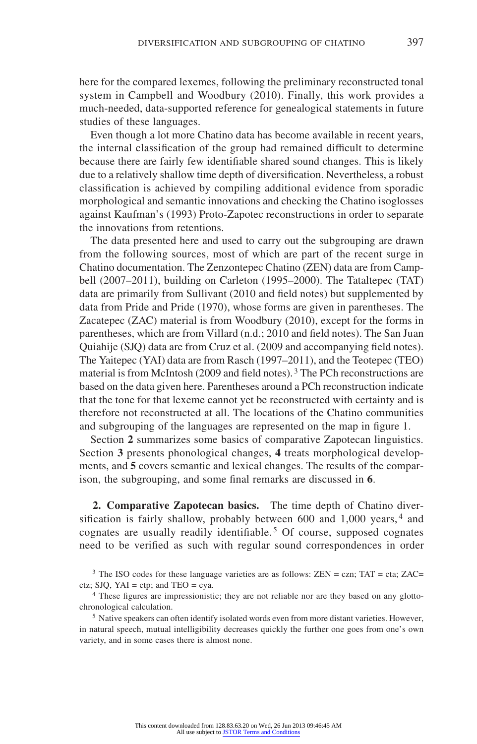here for the compared lexemes, following the preliminary reconstructed tonal system in Campbell and Woodbury (2010). Finally, this work provides a much-needed, data-supported reference for genealogical statements in future studies of these languages.

Even though a lot more Chatino data has become available in recent years, the internal classification of the group had remained difficult to determine because there are fairly few identifiable shared sound changes. This is likely due to a relatively shallow time depth of diversification. Nevertheless, a robust classification is achieved by compiling additional evidence from sporadic morphological and semantic innovations and checking the Chatino isoglosses against Kaufman's (1993) Proto-Zapotec reconstructions in order to separate the innovations from retentions.

The data presented here and used to carry out the subgrouping are drawn from the following sources, most of which are part of the recent surge in Chatino documentation. The Zenzontepec Chatino (ZEN) data are from Campbell (2007–2011), building on Carleton (1995–2000). The Tataltepec (TAT) data are primarily from Sullivant (2010 and field notes) but supplemented by data from Pride and Pride (1970), whose forms are given in parentheses. The Zacatepec (ZAC) material is from Woodbury (2010), except for the forms in parentheses, which are from Villard (n.d.; 2010 and field notes). The San Juan Quiahije (SJQ) data are from Cruz et al. (2009 and accompanying field notes). The Yaitepec (YAI) data are from Rasch (1997–2011), and the Teotepec (TEO) material is from McIntosh (2009 and field notes).[3] The PCh reconstructions are based on the data given here. Parentheses around a PCh reconstruction indicate that the tone for that lexeme cannot yet be reconstructed with certainty and is therefore not reconstructed at all. The locations of the Chatino communities and subgrouping of the languages are represented on the map in figure 1.

Section **2** summarizes some basics of comparative Zapotecan linguistics. Section **3** presents phonological changes, **4** treats morphological developments, and **5** covers semantic and lexical changes. The results of the comparison, the subgrouping, and some final remarks are discussed in **6**.

**2. Comparative Zapotecan basics.** The time depth of Chatino diversification is fairly shallow, probably between 600 and 1,000 years,[4] and cognates are usually readily identifiable.[5] Of course, supposed cognates need to be verified as such with regular sound correspondences in order

[3] The ISO codes for these language varieties are as follows: ZEN = czn; TAT = cta; ZAC= ctz; SJQ, YAI = ctp; and TEO = cya.

[4] These figures are impressionistic; they are not reliable nor are they based on any glottochronological calculation.

[5] Native speakers can often identify isolated words even from more distant varieties. However, in natural speech, mutual intelligibility decreases quickly the further one goes from one's own variety, and in some cases there is almost none.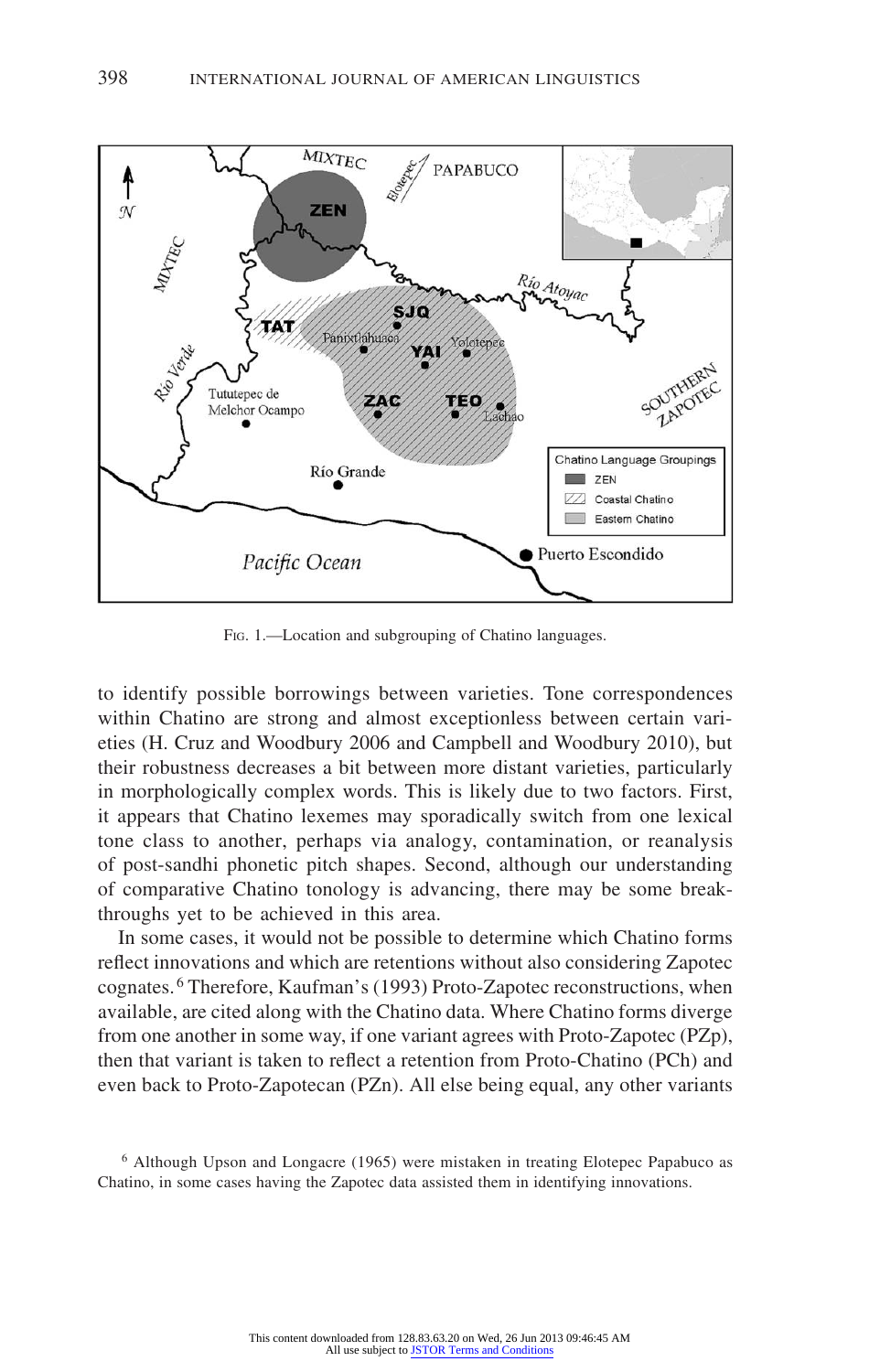Fig. 1.—Location and subgrouping of Chatino languages.

to identify possible borrowings between varieties. Tone correspondences within Chatino are strong and almost exceptionless between certain varieties (H. Cruz and Woodbury 2006 and Campbell and Woodbury 2010), but their robustness decreases a bit between more distant varieties, particularly in morphologically complex words. This is likely due to two factors. First, it appears that Chatino lexemes may sporadically switch from one lexical tone class to another, perhaps via analogy, contamination, or reanalysis of post-sandhi phonetic pitch shapes. Second, although our understanding of comparative Chatino tonology is advancing, there may be some breakthroughs yet to be achieved in this area.

In some cases, it would not be possible to determine which Chatino forms reflect innovations and which are retentions without also considering Zapotec cognates.[6] Therefore, Kaufman's (1993) Proto-Zapotec reconstructions, when available, are cited along with the Chatino data. Where Chatino forms diverge from one another in some way, if one variant agrees with Proto-Zapotec (PZp), then that variant is taken to reflect a retention from Proto-Chatino (PCh) and even back to Proto-Zapotecan (PZn). All else being equal, any other variants

[6] Although Upson and Longacre (1965) were mistaken in treating Elotepec Papabuco as Chatino, in some cases having the Zapotec data assisted them in identifying innovations.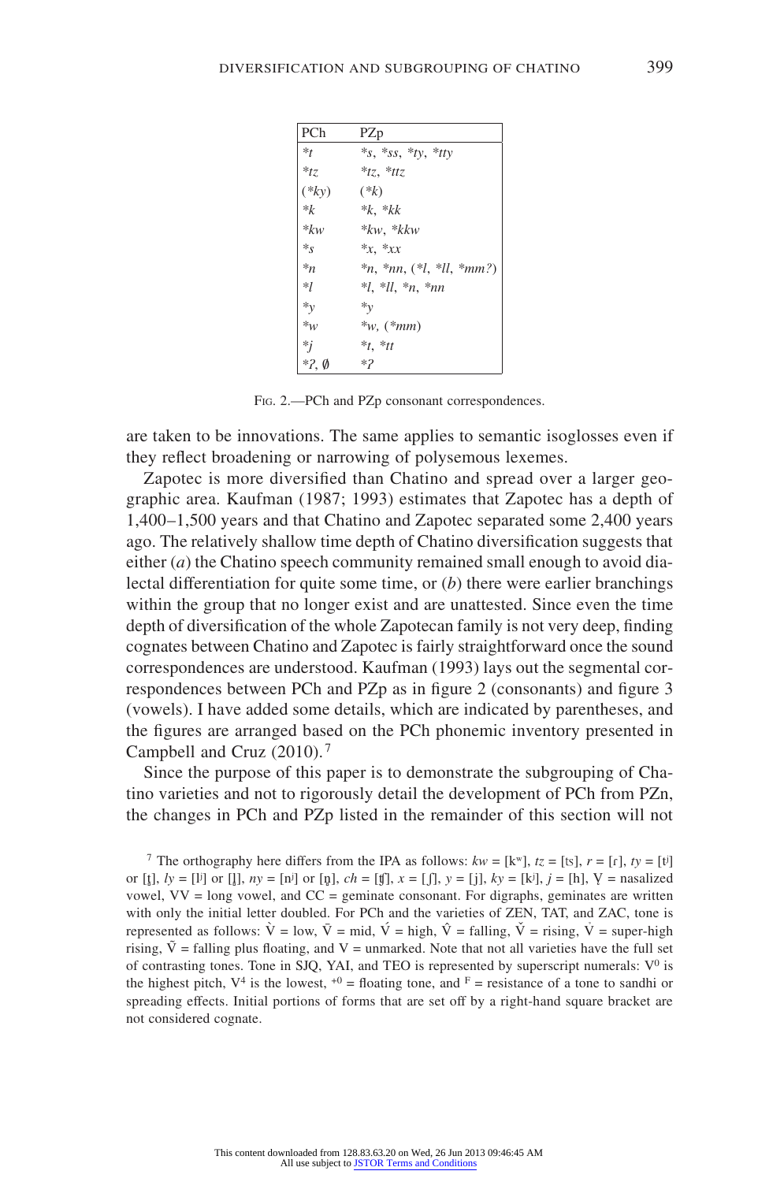| PCh | PZp |
|---|---|
| *t | *s, *ss, *ty, *tty |
| *tz | *tz, *ttz |
| (*ky) | (*k) |
| *k | *k, *kk |
| *kw | *kw, *kkw |
| *s | *x, *xx |
| *n | *n, *nn, (*l, *ll, *mm?) |
| *l | *l, *ll, *n, *nn |
| *y | *y |
| *w | *w, (*mm) |
| *j | *t, *tt |
| *ʔ, ∅ | *ʔ |

FIG. 2.—PCh and PZp consonant correspondences.

are taken to be innovations. The same applies to semantic isoglosses even if they reflect broadening or narrowing of polysemous lexemes.

Zapotec is more diversified than Chatino and spread over a larger geographic area. Kaufman (1987; 1993) estimates that Zapotec has a depth of 1,400–1,500 years and that Chatino and Zapotec separated some 2,400 years ago. The relatively shallow time depth of Chatino diversification suggests that either (*a*) the Chatino speech community remained small enough to avoid dialectal differentiation for quite some time, or (*b*) there were earlier branchings within the group that no longer exist and are unattested. Since even the time depth of diversification of the whole Zapotecan family is not very deep, finding cognates between Chatino and Zapotec is fairly straightforward once the sound correspondences are understood. Kaufman (1993) lays out the segmental correspondences between PCh and PZp as in figure 2 (consonants) and figure 3 (vowels). I have added some details, which are indicated by parentheses, and the figures are arranged based on the PCh phonemic inventory presented in Campbell and Cruz (2010).[7]

Since the purpose of this paper is to demonstrate the subgrouping of Chatino varieties and not to rigorously detail the development of PCh from PZn, the changes in PCh and PZp listed in the remainder of this section will not

[7] The orthography here differs from the IPA as follows: *kw* = [kʷ], *tz* = [ts], *r* = [ɾ], *ty* = [tʲ] or [ʈ], *ly* = [lʲ] or [ɭ], *ny* = [nʲ] or [ɲ], *ch* = [ʧ], *x* = [ʃ], *y* = [j], *ky* = [kʲ], *j* = [h], V̨ = nasalized vowel, VV = long vowel, and CC = geminate consonant. For digraphs, geminates are written with only the initial letter doubled. For PCh and the varieties of ZEN, TAT, and ZAC, tone is represented as follows: V̀ = low, V̄ = mid, V́ = high, V̂ = falling, V̌ = rising, V̊ = super-high rising, Ṽ = falling plus floating, and V = unmarked. Note that not all varieties have the full set of contrasting tones. Tone in SJQ, YAI, and TEO is represented by superscript numerals: $V^0$ is the highest pitch, $V^4$ is the lowest, $^{+0}$ = floating tone, and $^F$ = resistance of a tone to sandhi or spreading effects. Initial portions of forms that are set off by a right-hand square bracket are not considered cognate.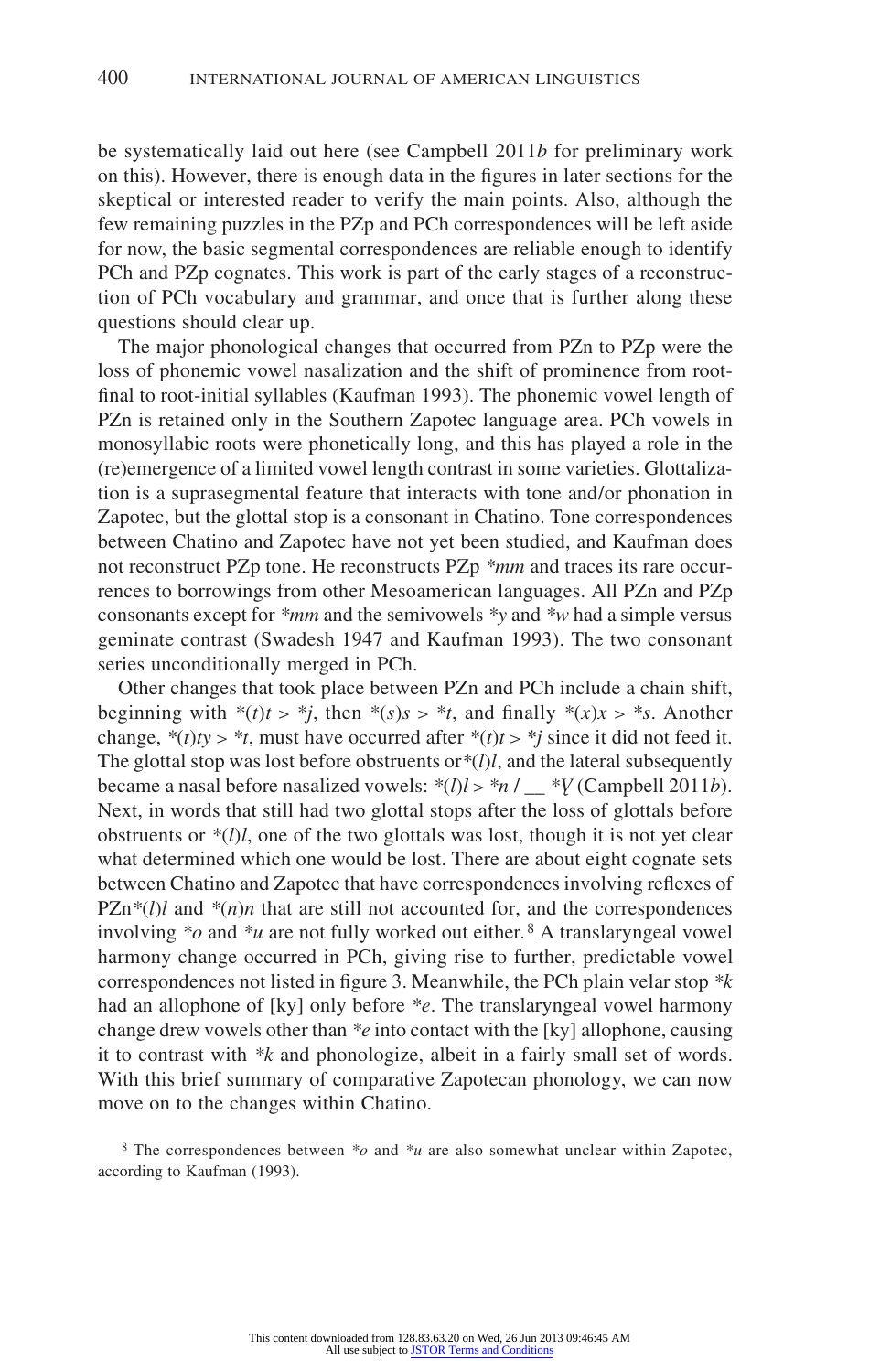be systematically laid out here (see Campbell 2011*b* for preliminary work on this). However, there is enough data in the figures in later sections for the skeptical or interested reader to verify the main points. Also, although the few remaining puzzles in the PZp and PCh correspondences will be left aside for now, the basic segmental correspondences are reliable enough to identify PCh and PZp cognates. This work is part of the early stages of a reconstruction of PCh vocabulary and grammar, and once that is further along these questions should clear up.

The major phonological changes that occurred from PZn to PZp were the loss of phonemic vowel nasalization and the shift of prominence from root-final to root-initial syllables (Kaufman 1993). The phonemic vowel length of PZn is retained only in the Southern Zapotec language area. PCh vowels in monosyllabic roots were phonetically long, and this has played a role in the (re)emergence of a limited vowel length contrast in some varieties. Glottalization is a suprasegmental feature that interacts with tone and/or phonation in Zapotec, but the glottal stop is a consonant in Chatino. Tone correspondences between Chatino and Zapotec have not yet been studied, and Kaufman does not reconstruct PZp tone. He reconstructs PZp **mm* and traces its rare occurrences to borrowings from other Mesoamerican languages. All PZn and PZp consonants except for **mm* and the semivowels **y* and **w* had a simple versus geminate contrast (Swadesh 1947 and Kaufman 1993). The two consonant series unconditionally merged in PCh.

Other changes that took place between PZn and PCh include a chain shift, beginning with *(*t*)*t* > **j*, then *(*s*)*s* > **t*, and finally *(*x*)*x* > **s*. Another change, *(*t*)*ty* > **t*, must have occurred after *(*t*)*t* > **j* since it did not feed it. The glottal stop was lost before obstruents or *(*l*)*l*, and the lateral subsequently became a nasal before nasalized vowels: *(*l*)*l* > **n* / __ **Ṽ* (Campbell 2011*b*). Next, in words that still had two glottal stops after the loss of glottals before obstruents or *(*l*)*l*, one of the two glottals was lost, though it is not yet clear what determined which one would be lost. There are about eight cognate sets between Chatino and Zapotec that have correspondences involving reflexes of PZn*(*l*)*l* and *(*n*)*n* that are still not accounted for, and the correspondences involving **o* and **u* are not fully worked out either.[8] A translaryngeal vowel harmony change occurred in PCh, giving rise to further, predictable vowel correspondences not listed in figure 3. Meanwhile, the PCh plain velar stop **k* had an allophone of [ky] only before **e*. The translaryngeal vowel harmony change drew vowels other than **e* into contact with the [ky] allophone, causing it to contrast with **k* and phonologize, albeit in a fairly small set of words. With this brief summary of comparative Zapotecan phonology, we can now move on to the changes within Chatino.

[8] The correspondences between **o* and **u* are also somewhat unclear within Zapotec, according to Kaufman (1993).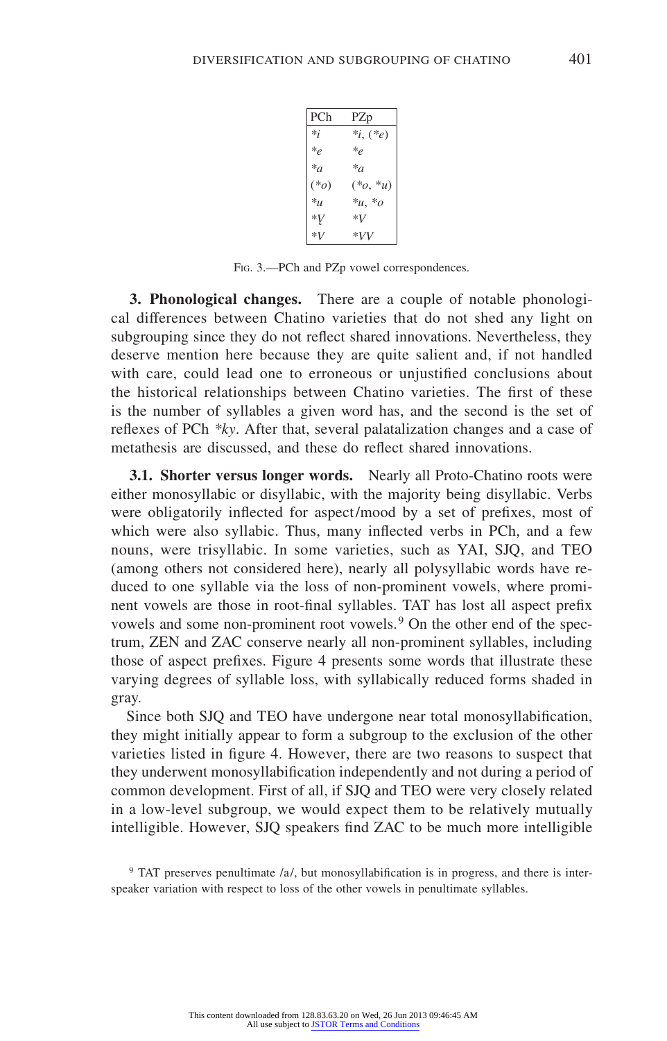| PCh | PZp |
|---|---|
| *i* | *i*, (*e*) |
| *e* | *e* |
| *a* | *a* |
| (*o*) | (*o*, *u*) |
| *u* | *u*, *o* |
| *V̱* | *V* |
| *V* | *VV* |

Fig. 3.—PCh and PZp vowel correspondences.

**3. Phonological changes.** There are a couple of notable phonological differences between Chatino varieties that do not shed any light on subgrouping since they do not reflect shared innovations. Nevertheless, they deserve mention here because they are quite salient and, if not handled with care, could lead one to erroneous or unjustified conclusions about the historical relationships between Chatino varieties. The first of these is the number of syllables a given word has, and the second is the set of reflexes of PCh *\*ky*. After that, several palatalization changes and a case of metathesis are discussed, and these do reflect shared innovations.

**3.1. Shorter versus longer words.** Nearly all Proto-Chatino roots were either monosyllabic or disyllabic, with the majority being disyllabic. Verbs were obligatorily inflected for aspect/mood by a set of prefixes, most of which were also syllabic. Thus, many inflected verbs in PCh, and a few nouns, were trisyllabic. In some varieties, such as YAI, SJQ, and TEO (among others not considered here), nearly all polysyllabic words have reduced to one syllable via the loss of non-prominent vowels, where prominent vowels are those in root-final syllables. TAT has lost all aspect prefix vowels and some non-prominent root vowels.[9] On the other end of the spectrum, ZEN and ZAC conserve nearly all non-prominent syllables, including those of aspect prefixes. Figure 4 presents some words that illustrate these varying degrees of syllable loss, with syllabically reduced forms shaded in gray.

Since both SJQ and TEO have undergone near total monosyllabification, they might initially appear to form a subgroup to the exclusion of the other varieties listed in figure 4. However, there are two reasons to suspect that they underwent monosyllabification independently and not during a period of common development. First of all, if SJQ and TEO were very closely related in a low-level subgroup, we would expect them to be relatively mutually intelligible. However, SJQ speakers find ZAC to be much more intelligible

[9] TAT preserves penultimate /a/, but monosyllabification is in progress, and there is inter-speaker variation with respect to loss of the other vowels in penultimate syllables.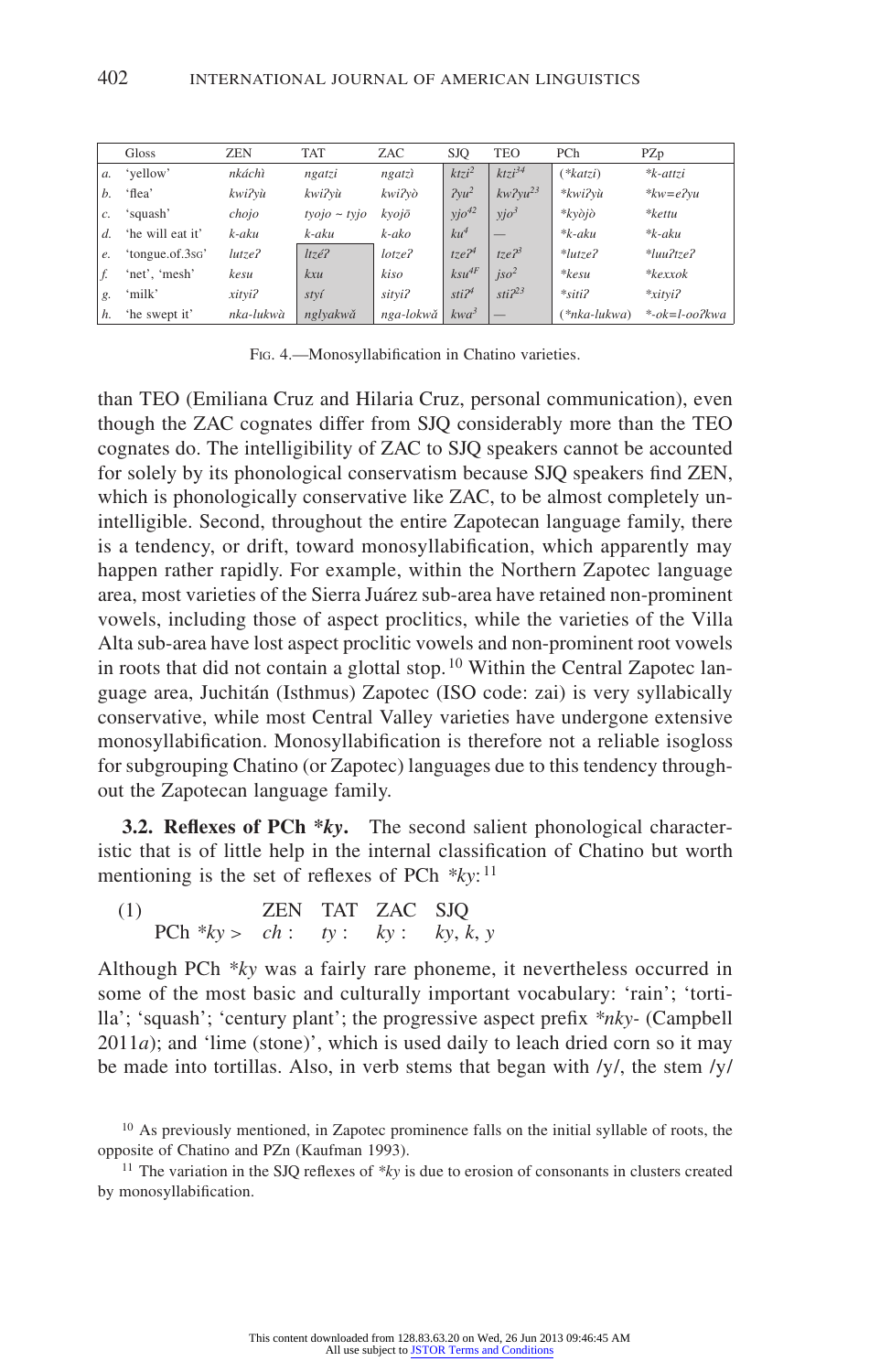| | Gloss | ZEN | TAT | ZAC | SJQ | TEO | PCh | PZp |
|---|---|---|---|---|---|---|---|---|
| *a.* | 'yellow' | *nkáchì* | *ngatzi* | *ngatzì* | *ktzi²* | *ktzi³⁴* | (*\*katzi*) | *\*k-attzi* |
| *b.* | 'flea' | *kwiʔyù* | *kwiʔyù* | *kwiʔyò* | *ʔyu²* | *kwʔyu²³* | *\*kwiʔyù* | *\*kw=eʔyu* |
| *c.* | 'squash' | *chojo* | *tyojo ~ tyjo* | *kyojō* | *yjo⁴²* | *yjo³* | *\*kyòjò* | *\*kettu* |
| *d.* | 'he will eat it' | *k-aku* | *k-aku* | *k-ako* | *ku⁴* | — | *\*k-aku* | *\*k-aku* |
| *e.* | 'tongue.of.3SG' | *lutzeʔ* | *ltzéʔ* | *lotzeʔ* | *tzeʔ⁴* | *tzeʔ³* | *\*lutzeʔ* | *\*luuʔtzeʔ* |
| *f.* | 'net', 'mesh' | *kesu* | *kxu* | *kiso* | *ksu⁴ᶠ* | *jso²* | *\*kesu* | *\*kexxok* |
| *g.* | 'milk' | *xityiʔ* | *styí* | *sityiʔ* | *stiʔ⁴* | *stiʔ²³* | *\*sitiʔ* | *\*xityiʔ* |
| *h.* | 'he swept it' | *nka-lukwà* | *nglyakwǎ* | *nga-lokwǎ* | *kwa³* | — | (*\*nka-lukwa*) | *\*-ok=l-ooʔkwa* |

FIG. 4.—Monosyllabification in Chatino varieties.

than TEO (Emiliana Cruz and Hilaria Cruz, personal communication), even though the ZAC cognates differ from SJQ considerably more than the TEO cognates do. The intelligibility of ZAC to SJQ speakers cannot be accounted for solely by its phonological conservatism because SJQ speakers find ZEN, which is phonologically conservative like ZAC, to be almost completely unintelligible. Second, throughout the entire Zapotecan language family, there is a tendency, or drift, toward monosyllabification, which apparently may happen rather rapidly. For example, within the Northern Zapotec language area, most varieties of the Sierra Juárez sub-area have retained non-prominent vowels, including those of aspect proclitics, while the varieties of the Villa Alta sub-area have lost aspect proclitic vowels and non-prominent root vowels in roots that did not contain a glottal stop.[10] Within the Central Zapotec language area, Juchitán (Isthmus) Zapotec (ISO code: zai) is very syllabically conservative, while most Central Valley varieties have undergone extensive monosyllabification. Monosyllabification is therefore not a reliable isogloss for subgrouping Chatino (or Zapotec) languages due to this tendency throughout the Zapotecan language family.

**3.2. Reflexes of PCh *\*ky*.** The second salient phonological characteristic that is of little help in the internal classification of Chatino but worth mentioning is the set of reflexes of PCh *\*ky*:[11]

(1)

| | ZEN | TAT | ZAC | SJQ |
|---|---|---|---|---|
| PCh *\*ky* > | *ch* : | *ty* : | *ky* : | *ky*, *k*, *y* |

Although PCh *\*ky* was a fairly rare phoneme, it nevertheless occurred in some of the most basic and culturally important vocabulary: 'rain'; 'tortilla'; 'squash'; 'century plant'; the progressive aspect prefix *\*nky-* (Campbell 2011*a*); and 'lime (stone)', which is used daily to leach dried corn so it may be made into tortillas. Also, in verb stems that began with /y/, the stem /y/

[10] As previously mentioned, in Zapotec prominence falls on the initial syllable of roots, the opposite of Chatino and PZn (Kaufman 1993).

[11] The variation in the SJQ reflexes of *\*ky* is due to erosion of consonants in clusters created by monosyllabification.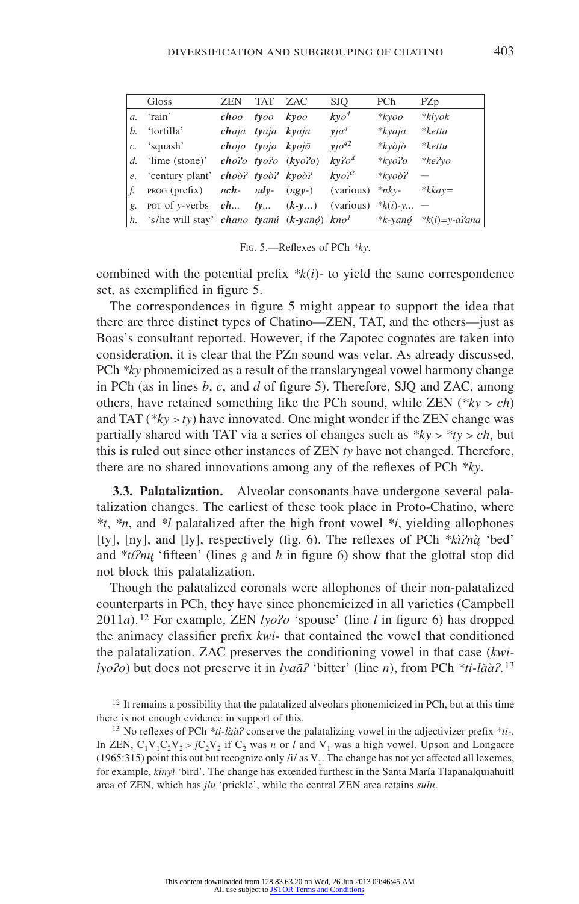| | Gloss | ZEN | TAT | ZAC | SJQ | PCh | PZp |
|---|---|---|---|---|---|---|---|
| *a.* | 'rain' | ***ch**oo* | ***ty**oo* | ***ky**oo* | ***ky**o⁴* | *\*kyoo* | *\*kiyok* |
| *b.* | 'tortilla' | ***ch**aja* | ***ty**aja* | ***ky**aja* | ***y**ja⁴* | *\*kyaja* | *\*ketta* |
| *c.* | 'squash' | ***ch**ojo* | ***ty**ojo* | ***ky**ojō* | ***y**jo⁴²* | *\*kyòjò* | *\*kettu* |
| *d.* | 'lime (stone)' | ***ch**oʔo* | ***ty**oʔo* | (***ky**oʔo*) | ***ky**ʔo⁴* | *\*kyoʔo* | *\*keʔyo* |
| *e.* | 'century plant' | ***ch**oòʔ* | ***ty**oòʔ* | ***ky**oòʔ* | ***ky**oʔ²* | *\*kyoòʔ* | — |
| *f.* | PROG (prefix) | *n**ch**-* | *n**dy**-* | (*n**gy**-*) | (various) | *\*nky-* | *\*kkay=* |
| *g.* | POT of *y*-verbs | ***ch**...* | ***ty**...* | (***k-y**...*) | (various) | *\*k(i)-y...* | — |
| *h.* | 's/he will stay' | ***ch**ano* | ***ty**anú* | (***k-y**anǫ́*) | ***k**no¹* | *\*k-yanǫ́* | *\*k(i)=y-aʔana* |

FIG. 5.—Reflexes of PCh *\*ky*.

combined with the potential prefix *\*k(i)-* to yield the same correspondence set, as exemplified in figure 5.

The correspondences in figure 5 might appear to support the idea that there are three distinct types of Chatino—ZEN, TAT, and the others—just as Boas's consultant reported. However, if the Zapotec cognates are taken into consideration, it is clear that the PZn sound was velar. As already discussed, PCh *\*ky* phonemicized as a result of the translaryngeal vowel harmony change in PCh (as in lines *b*, *c*, and *d* of figure 5). Therefore, SJQ and ZAC, among others, have retained something like the PCh sound, while ZEN (*\*ky* > *ch*) and TAT (*\*ky* > *ty*) have innovated. One might wonder if the ZEN change was partially shared with TAT via a series of changes such as *\*ky* > *\*ty* > *ch*, but this is ruled out since other instances of ZEN *ty* have not changed. Therefore, there are no shared innovations among any of the reflexes of PCh *\*ky*.

**3.3. Palatalization.** Alveolar consonants have undergone several palatalization changes. The earliest of these took place in Proto-Chatino, where *\*t*, *\*n*, and *\*l* palatalized after the high front vowel *\*i*, yielding allophones [ty], [ny], and [ly], respectively (fig. 6). The reflexes of PCh *\*kìʔną̀* 'bed' and *\*tíʔnų* 'fifteen' (lines *g* and *h* in figure 6) show that the glottal stop did not block this palatalization.

Though the palatalized coronals were allophones of their non-palatalized counterparts in PCh, they have since phonemicized in all varieties (Campbell 2011*a*).[12] For example, ZEN *lyoʔo* 'spouse' (line *l* in figure 6) has dropped the animacy classifier prefix *kwi-* that contained the vowel that conditioned the palatalization. ZAC preserves the conditioning vowel in that case (*kwi-lyoʔo*) but does not preserve it in *lyaāʔ* 'bitter' (line *n*), from PCh *\*ti-lààʔ*.[13]

[12] It remains a possibility that the palatalized alveolars phonemicized in PCh, but at this time there is not enough evidence in support of this.

[13] No reflexes of PCh *\*ti-lààʔ* conserve the palatalizing vowel in the adjectivizer prefix *\*ti-*. In ZEN, $C_1V_1C_2V_2 > jC_2V_2$ if $C_2$ was *n* or *l* and $V_1$ was a high vowel. Upson and Longacre (1965:315) point this out but recognize only /i/ as $V_1$. The change has not yet affected all lexemes, for example, *kinyì* 'bird'. The change has extended furthest in the Santa María Tlapanalquiahuitl area of ZEN, which has *jlu* 'prickle', while the central ZEN area retains *sulu*.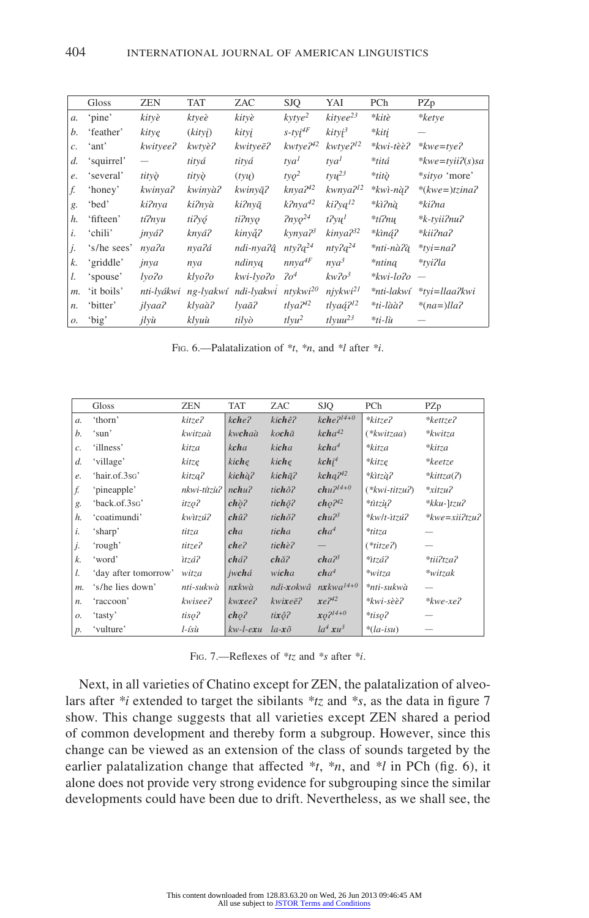| | Gloss | ZEN | TAT | ZAC | SJQ | YAI | PCh | PZp |
|---|---|---|---|---|---|---|---|---|
| *a.* | 'pine' | *kityè* | *ktyeè* | *kityè* | *kytye*[2] | *kityee*[23] | *\*kitè* | *\*ketye* |
| *b.* | 'feather' | *kityę* | (*kityį*) | *kityį* | *s-tyį*[4F] | *kityį*[3] | *\*kitį* | — |
| *c.* | 'ant' | *kwityeeʔ* | *kwtyèʔ* | *kwityeēʔ* | *kwtyeʔ*[42] | *kwtyeʔ*[12] | *\*kwi-tèèʔ* | *\*kwe=tyeʔ* |
| *d.* | 'squirrel' | — | *tityá* | *tityá* | *tya*[1] | *tya*[1] | *\*titá* | *\*kwe=tyiiʔ(s)sa* |
| *e.* | 'several' | *tityǫ̀* | *tityǫ̀* | (*tyų*) | *tyǫ*[2] | *tyų*[23] | *\*titǫ̀* | *\*sityo* 'more' |
| *f.* | 'honey' | *kwinyaʔ* | *kwinyàʔ* | *kwinyą̄ʔ* | *knyaʔ*[42] | *kwnyaʔ*[12] | *\*kwì-nàʔ* | *\*(kwe=)tzinaʔ* |
| *g.* | 'bed' | *kiʔnya* | *kiʔnyà* | *kiʔnyą̄* | *kʔnya*[42] | *kiʔyą*[12] | *\*kìʔną̀* | *\*kiʔna* |
| *h.* | 'fifteen' | *tiʔnyu* | *tiʔyǫ́* | *tiʔnyǫ* | *ʔnyǫ*[24] | *tʔyų*[1] | *\*tiʔnų* | *\*k-tyiiʔnuʔ* |
| *i.* | 'chili' | *jnyáʔ* | *knyáʔ* | *kinyą̌ʔ* | *kynyaʔ*[3] | *kinyaʔ*[32] | *\*kìną́ʔ* | *\*kiiʔnaʔ* |
| *j.* | 's/he sees' | *nyaʔa* | *nyaʔá* | *ndi-nyaʔą̂* | *ntyʔą*[24] | *ntyʔą*[24] | *\*nti-nàʔą* | *\*tyi=naʔ* |
| *k.* | 'griddle' | *jnya* | *nya* | *ndinyą* | *nnya*[4F] | *nya*[3] | *\*ntiną* | *\*tyiʔla* |
| *l.* | 'spouse' | *lyoʔo* | *klyoʔo* | *kwi-lyoʔo* | *ʔo*[4] | *kwʔo*[3] | *\*kwi-loʔo* | — |
| *m.* | 'it boils' | *nti-lyákwi* | *ng-lyakwí* | *ndi-lyakwi̇* | *ntykwi*[20] | *njykwi*[21] | *\*nti-lakwí* | *\*tyi=llaaʔkwi* |
| *n.* | 'bitter' | *jlyaaʔ* | *klyaàʔ* | *lyaāʔ* | *tlyaʔ*[42] | *tlyaą́ʔ*[12] | *\*ti-lààʔ* | *\*(na=)llaʔ* |
| *o.* | 'big' | *jlyù* | *klyuù* | *tilyò* | *tlyu*[2] | *tlyuu*[23] | *\*ti-lù* | — |

Fig. 6.—Palatalization of *\*t*, *\*n*, and *\*l* after *\*i*.

| | Gloss | ZEN | TAT | ZAC | SJQ | PCh | PZp |
|---|---|---|---|---|---|---|---|
| *a.* | 'thorn' | *kitzeʔ* | ***kch**eʔ* | *ki**ch**êʔ* | ***kch**eʔ*[14+0] | *\*kitzeʔ* | *\*kettzeʔ* |
| *b.* | 'sun' | *kwitzaà* | *kw**ch**aà* | *ko**ch**ā* | ***kch**a*[42] | (*\*kwitzaa*) | *\*kwitza* |
| *c.* | 'illness' | *kitza* | ***kch**a* | *ki**ch**a* | ***kch**a*[4] | *\*kitza* | *\*kitza* |
| *d.* | 'village' | *kitzę* | *ki**ch**ę* | *ki**ch**ę* | ***kch**į*[4] | *\*kitzę* | *\*keetze* |
| *e.* | 'hair.of.3sg' | *kitząʔ* | *ki**ch**ą̀ʔ* | *ki**ch**ą̄ʔ* | ***kch**ąʔ*[42] | *\*kìtzą̀ʔ* | *\*kittza(ʔ)* |
| *f.* | 'pineapple' | *nkwi-tútzùʔ* | *n**ch**uʔ* | *ti**ch**ôʔ* | ***ch**uʔ*[14+0] | (*\*kwi-titzuʔ*) | *\*xitzuʔ* |
| *g.* | 'back.of.3sg' | *itzǫʔ* | ***ch**ǫ̀ʔ* | *ti**ch**ǭʔ* | ***ch**ǫʔ*[42] | *\*tìtzų̀ʔ* | *\*kku-]tzuʔ* |
| *h.* | 'coatimundi' | *kwìtzúʔ* | ***ch**ûʔ* | *ti**ch**ôʔ* | ***ch**uʔ*[3] | *\*kw/t-ìtzúʔ* | *\*kwe=xiiʔtzuʔ* |
| *i.* | 'sharp' | *titza* | ***ch**a* | *ti**ch**a* | ***ch**a*[4] | *\*titza* | — |
| *j.* | 'rough' | *titzeʔ* | ***ch**eʔ* | *ti**ch**èʔ* | — | (*\*titzeʔ*) | — |
| *k.* | 'word' | *ìtzáʔ* | ***ch**áʔ* | ***ch**ǎʔ* | ***ch**aʔ*[3] | *\*ìtzáʔ* | *\*tiiʔtzaʔ* |
| *l.* | 'day after tomorrow' | *witza* | *jw**ch**á* | *wi**ch**a* | ***ch**a*[4] | *\*witza* | *\*witzak* |
| *m.* | 's/he lies down' | *nti-sukwà* | *n**x**kwà* | *ndi-**x**okwâ* | *n**x**kwa*[14+0] | *\*nti-sukwà* | — |
| *n.* | 'raccoon' | *kwiseeʔ* | *k**x**eeʔ* | *kwi**x**eēʔ* | ***x**eʔ*[42] | *\*kwi-sèèʔ* | *\*kwe-xeʔ* |
| *o.* | 'tasty' | *tisǫʔ* | ***ch**ǫʔ* | *ti**x**ǫ̂ʔ* | ***x**ǫʔ*[14+0] | *\*tisǫʔ* | — |
| *p.* | 'vulture' | *l-ísù* | *kw-l-**ex**u* | *la-**x**ō* | *la*[4] ***x**u*[3] | *\*(la-isu)* | — |

Fig. 7.—Reflexes of *\*tz* and *\*s* after *\*i*.

Next, in all varieties of Chatino except for ZEN, the palatalization of alveolars after *\*i* extended to target the sibilants *\*tz* and *\*s*, as the data in figure 7 show. This change suggests that all varieties except ZEN shared a period of common development and thereby form a subgroup. However, since this change can be viewed as an extension of the class of sounds targeted by the earlier palatalization change that affected *\*t*, *\*n*, and *\*l* in PCh (fig. 6), it alone does not provide very strong evidence for subgrouping since the similar developments could have been due to drift. Nevertheless, as we shall see, the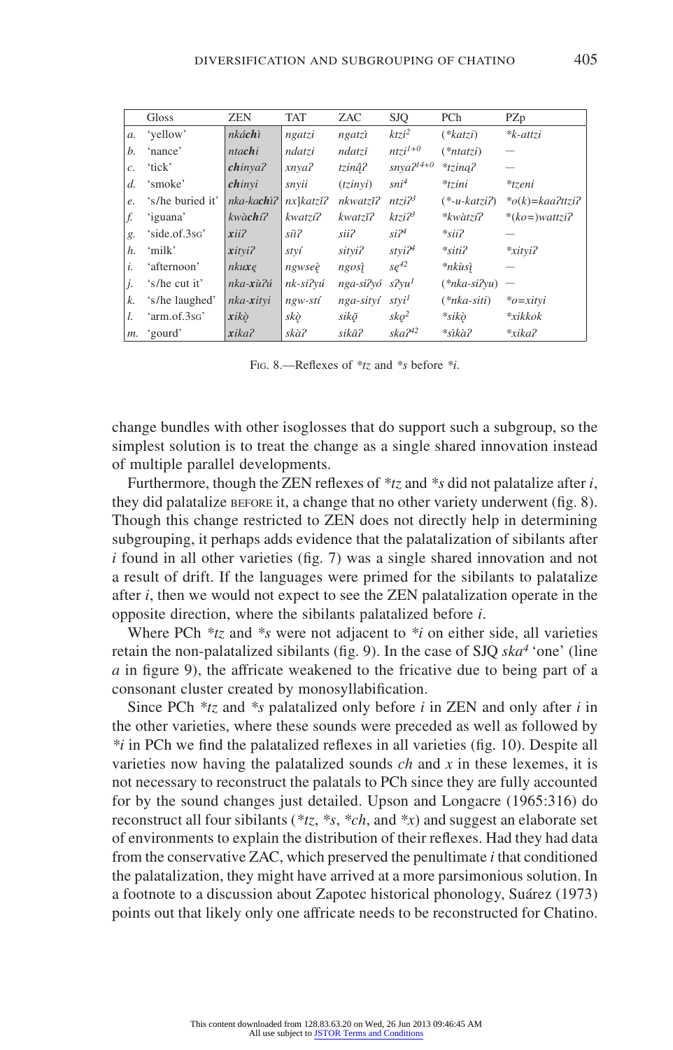| | Gloss | ZEN | TAT | ZAC | SJQ | PCh | PZp |
|---|---|---|---|---|---|---|---|
| *a.* | 'yellow' | *nká**ch**ì* | *ngatzi* | *ngatzì* | *ktzi²* | (*\*katzi*) | *\*k-attzi* |
| *b.* | 'nance' | *nta**chi*** | *ndatzi* | *ndatzī* | *ntzi¹⁺⁰* | (*\*ntatzi*) | — |
| *c.* | 'tick' | ***ch**inyaʔ* | *xnyaʔ* | *tzinâ̧ʔ* | *snyaʔ¹⁴⁺⁰* | *\*tzinąʔ* | — |
| *d.* | 'smoke' | ***ch**inyi* | *snyii* | (*tzinyi*) | *sni⁴* | *\*tzini* | *\*tzeni* |
| *e.* | 's/he buried it' | *nka-ka**ch**ìʔ* | *nx]katzĭʔ* | *nkwatzĭʔ* | *ntziʔ³* | (*\*-u-katziʔ*) | *\*o(k)=kaaʔttziʔ* |
| *f.* | 'iguana' | *kwà**ch**íʔ* | *kwatzíʔ* | *kwatzĭʔ* | *ktziʔ³* | *\*kwàtzíʔ* | *\*(ko=)wattziʔ* |
| *g.* | 'side.of.3SG' | ***x**iiʔ* | *sìʔ* | *siiʔ* | *siʔ⁴* | *\*siiʔ* | — |
| *h.* | 'milk' | ***x**ityiʔ* | *styí* | *sityiʔ* | *styiʔ⁴* | *\*sitiʔ* | *\*xityiʔ* |
| *i.* | 'afternoon' | *nku**x**ę* | *ngwsę̀* | *ngosį̀* | *sę⁴²* | *\*nkùsį̀* | — |
| *j.* | 's/he cut it' | *nka-**x**ùʔú* | *nk-siʔyú* | *nga-siʔyó* | *sʔyu¹* | (*\*nka-siʔyu*) | — |
| *k.* | 's/he laughed' | *nka-**x**ityi* | *ngw-stí* | *nga-sityí* | *styi¹* | (*\*nka-siti*) | *\*o=xityi* |
| *l.* | 'arm.of.3SG' | ***x**ikǫ̀* | *skǫ̀* | *sikǭ* | *skǫ²* | *\*sikǫ̀* | *\*xikkok* |
| *m.* | 'gourd' | ***x**ikaʔ* | *skàʔ* | *sikāʔ* | *skaʔ⁴²* | *\*sìkàʔ* | *\*xikaʔ* |

FIG. 8.—Reflexes of *\*tz* and *\*s* before *\*i*.

change bundles with other isoglosses that do support such a subgroup, so the simplest solution is to treat the change as a single shared innovation instead of multiple parallel developments.

Furthermore, though the ZEN reflexes of *\*tz* and *\*s* did not palatalize after *i*, they did palatalize BEFORE it, a change that no other variety underwent (fig. 8). Though this change restricted to ZEN does not directly help in determining subgrouping, it perhaps adds evidence that the palatalization of sibilants after *i* found in all other varieties (fig. 7) was a single shared innovation and not a result of drift. If the languages were primed for the sibilants to palatalize after *i*, then we would not expect to see the ZEN palatalization operate in the opposite direction, where the sibilants palatalized before *i*.

Where PCh *\*tz* and *\*s* were not adjacent to *\*i* on either side, all varieties retain the non-palatalized sibilants (fig. 9). In the case of SJQ *ska⁴* 'one' (line *a* in figure 9), the affricate weakened to the fricative due to being part of a consonant cluster created by monosyllabification.

Since PCh *\*tz* and *\*s* palatalized only before *i* in ZEN and only after *i* in the other varieties, where these sounds were preceded as well as followed by *\*i* in PCh we find the palatalized reflexes in all varieties (fig. 10). Despite all varieties now having the palatalized sounds *ch* and *x* in these lexemes, it is not necessary to reconstruct the palatals to PCh since they are fully accounted for by the sound changes just detailed. Upson and Longacre (1965:316) do reconstruct all four sibilants (*\*tz*, *\*s*, *\*ch*, and *\*x*) and suggest an elaborate set of environments to explain the distribution of their reflexes. Had they had data from the conservative ZAC, which preserved the penultimate *i* that conditioned the palatalization, they might have arrived at a more parsimonious solution. In a footnote to a discussion about Zapotec historical phonology, Suárez (1973) points out that likely only one affricate needs to be reconstructed for Chatino.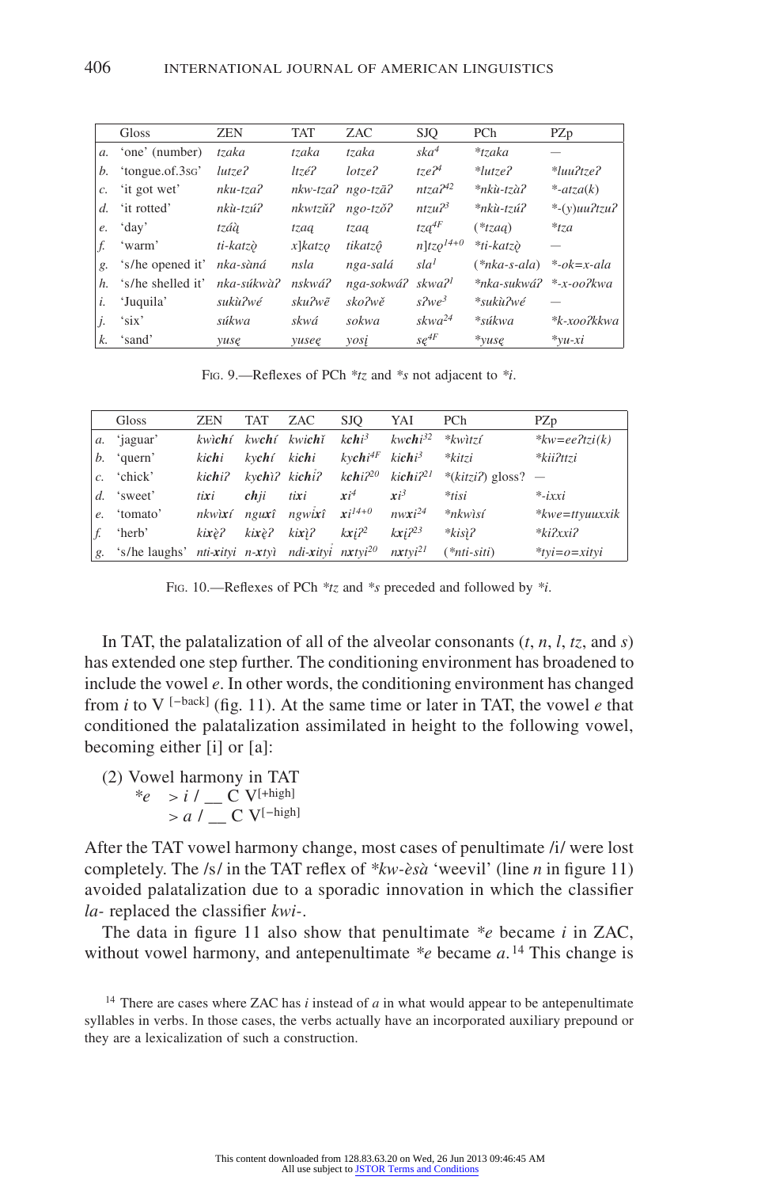| | Gloss | ZEN | TAT | ZAC | SJQ | PCh | PZp |
|---|---|---|---|---|---|---|---|
| *a.* | 'one' (number) | *tzaka* | *tzaka* | *tzaka* | *ska⁴* | *\*tzaka* | — |
| *b.* | 'tongue.of.3SG' | *lutzeʔ* | *ltzéʔ* | *lotzeʔ* | *tzeʔ⁴* | *\*lutzeʔ* | *\*luuʔtzeʔ* |
| *c.* | 'it got wet' | *nku-tzaʔ* | *nkw-tzaʔ* | *ngo-tzāʔ* | *ntzaʔ⁴²* | *\*nkù-tzàʔ* | *\*-atza(k)* |
| *d.* | 'it rotted' | *nkù-tzúʔ* | *nkwtzǔʔ* | *ngo-tzōʔ* | *ntzuʔ³* | *\*nkù-tzúʔ* | *\*-(y)uuʔtzuʔ* |
| *e.* | 'day' | *tzâą̀* | *tzaą* | *tzaą* | *tzą⁴ᶠ* | (*\*tzaą*) | *\*tza* |
| *f.* | 'warm' | *ti-katzǫ̀* | *x]katzǫ* | *tikatzǫ̂* | *n]tzǫ¹⁴⁺⁰* | *\*ti-katzǫ̀* | — |
| *g.* | 's/he opened it' | *nka-sàná* | *nsla* | *nga-salá* | *sla¹* | (*\*nka-s-ala*) | *\*-ok=x-ala* |
| *h.* | 's/he shelled it' | *nka-súkwàʔ* | *nskwáʔ* | *nga-sokwáʔ* | *skwaʔ¹* | *\*nka-sukwáʔ* | *\*-x-ooʔkwa* |
| *i.* | 'Juquila' | *sukùʔwé* | *skuʔwē* | *skoʔwě* | *sʔwe³* | *\*sukùʔwé* | — |
| *j.* | 'six' | *súkwa* | *skwá* | *sokwa* | *skwa²⁴* | *\*súkwa* | *\*k-xooʔkkwa* |
| *k.* | 'sand' | *yusę* | *yuseę* | *yosį* | *sę⁴ᶠ* | *\*yusę* | *\*yu-xi* |

FIG. 9.—Reflexes of PCh *\*tz* and *\*s* not adjacent to *\*i*.

| | Gloss | ZEN | TAT | ZAC | SJQ | YAI | PCh | PZp |
|---|---|---|---|---|---|---|---|---|
| *a.* | 'jaguar' | *kwì**chí*** | *kw**chí*** | *kwi**chǐ*** | *k**chi**³* | *kw**chi**³²* | *\*kwìtzí* | *\*kw=eeʔtzi(k)* |
| *b.* | 'quern' | *ki**chi*** | *ky**chí*** | *ki**chi*** | *ky**chi**⁴ᶠ* | *ki**chi**³* | *\*kitzi* | *\*kiiʔttzi* |
| *c.* | 'chick' | *ki**chi**ʔ* | *ky**chì**ʔ* | *ki**chi̇**ʔ* | *k**chi**ʔ²⁰* | *ki**chi**ʔ²¹* | *\*(kitziʔ)* gloss? | — |
| *d.* | 'sweet' | *ti**xi*** | ***chji*** | *ti**xi*** | ***xi**⁴* | ***xi**³* | *\*tisi* | *\*-ixxi* |
| *e.* | 'tomato' | *nkwì**xí*** | *ngu**xî*** | *ngwi**xî*** | ***xi**¹⁴⁺⁰* | *nw**xi**²⁴* | *\*nkwìsí* | *\*kwe=ttyuuxxik* |
| *f.* | 'herb' | *ki**xę̀**ʔ* | *ki**xę̀**ʔ* | *ki**xį**ʔ* | *k**xį**²* | *k**xį**ʔ²³* | *\*kisìʔ* | *\*kiʔxxiʔ* |
| *g.* | 's/he laughs' | *nti-**x**ityi* | *n-**x**tyì* | *ndi-**x**ityi* | *n**x**tyi²⁰* | *n**x**tyi²¹* | (*\*nti-siti*) | *\*tyi=o=xityi* |

FIG. 10.—Reflexes of PCh *\*tz* and *\*s* preceded and followed by *\*i*.

In TAT, the palatalization of all of the alveolar consonants (*t*, *n*, *l*, *tz*, and *s*) has extended one step further. The conditioning environment has broadened to include the vowel *e*. In other words, the conditioning environment has changed from *i* to $V^{[-back]}$ (fig. 11). At the same time or later in TAT, the vowel *e* that conditioned the palatalization assimilated in height to the following vowel, becoming either [i] or [a]:

(2) Vowel harmony in TAT
 *\*e* > *i* / __ C $V^{[+high]}$
  > *a* / __ C $V^{[-high]}$

After the TAT vowel harmony change, most cases of penultimate /i/ were lost completely. The /s/ in the TAT reflex of *\*kw-èsà* 'weevil' (line *n* in figure 11) avoided palatalization due to a sporadic innovation in which the classifier *la-* replaced the classifier *kwi-*.

The data in figure 11 also show that penultimate *\*e* became *i* in ZAC, without vowel harmony, and antepenultimate *\*e* became *a*.[14] This change is

[14] There are cases where ZAC has *i* instead of *a* in what would appear to be antepenultimate syllables in verbs. In those cases, the verbs actually have an incorporated auxiliary prepound or they are a lexicalization of such a construction.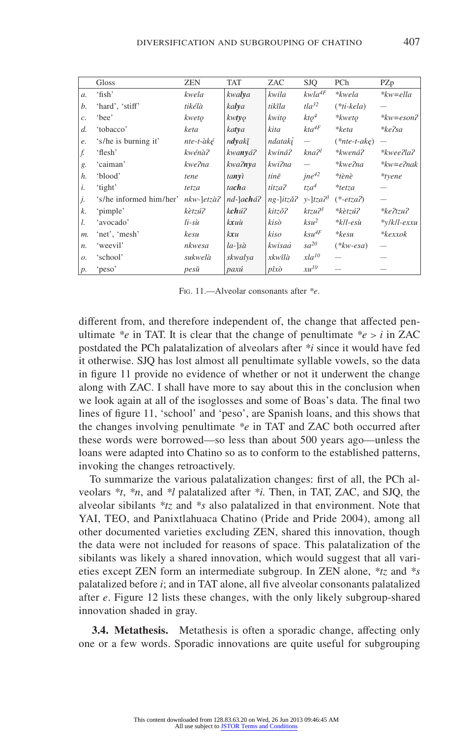| | Gloss | ZEN | TAT | ZAC | SJQ | PCh | PZp |
|---|---|---|---|---|---|---|---|
| *a.* | 'fish' | *kwela* | *kwa**ly**a* | *kwila* | *kwla*[4F] | *\*kwela* | *\*kw=ella* |
| *b.* | 'hard', 'stiff' | *tikélà* | *ka**ly**a* | *tikīla* | *tla*[32] | (*\*ti-kela*) | — |
| *c.* | 'bee' | *kweto̜* | *kw**ty**o̜* | *kwito̜* | *kto̜*[4] | *\*kweto̜* | *\*kw=esonʔ* |
| *d.* | 'tobacco' | *keta* | *ka**ty**a* | *kita* | *kta*[4F] | *\*keta* | *\*keʔsa* |
| *e.* | 's/he is burning it' | *nte-t-àkę́* | *n**dy**akį̌* | *ndatakį* | — | (*\*nte-t-akę*) | — |
| *f.* | 'flesh' | *kwénàʔ* | *kwa**ny**áʔ* | *kwináʔ* | *knaʔ*[1] | *\*kwenáʔ* | *\*kweeʔlaʔ* |
| *g.* | 'caiman' | *kweʔna* | *kwaʔ**ny**a* | *kwiʔna* | — | *\*kweʔna* | *\*kw=eʔnak* |
| *h.* | 'blood' | *tene* | *ta**ny**ì* | *tinē* | *jne*[42] | *\*tènè* | *\*tyene* |
| *i.* | 'tight' | *tetza* | *ta**ch**a* | *titzaʔ* | *tza*[4] | *\*tetza* | — |
| *j.* | 's/he informed him/her' | *nkw-]etzàʔ* | *nd-]a**ch**áʔ* | *ng-]itzǎʔ* | *y-]tzaʔ*[3] | (*\*-etzaʔ*) | — |
| *k.* | 'pimple' | *kètzúʔ* | *k**ch**úʔ* | *kitzǒʔ* | *ktzuʔ*[3] | *\*kètzúʔ* | *\*keʔtzuʔ* |
| *l.* | 'avocado' | *li-sù* | *k**x**uù* | *kisò* | *ksu*[2] | *\*k/l-esù* | *\*y/k/l-exxu* |
| *m.* | 'net', 'mesh' | *kesu* | *k**x**u* | *kiso* | *ksu*[4F] | *\*kesu* | *\*kexxok* |
| *n.* | 'weevil' | *nkwesa* | *la-]sà* | *kwisaá* | *sa*[20] | (*\*kw-esa*) | — |
| *o.* | 'school' | *sukwelà* | *skwalya* | *xkwîlà* | *xla*[10] | — | — |
| *p.* | 'peso' | *pesū* | *paxú* | *pîxò* | *xu*[10] | — | — |

Fig. 11.—Alveolar consonants after *\*e*.

different from, and therefore independent of, the change that affected penultimate *\*e* in TAT. It is clear that the change of penultimate *\*e* > *i* in ZAC postdated the PCh palatalization of alveolars after *\*i* since it would have fed it otherwise. SJQ has lost almost all penultimate syllable vowels, so the data in figure 11 provide no evidence of whether or not it underwent the change along with ZAC. I shall have more to say about this in the conclusion when we look again at all of the isoglosses and some of Boas's data. The final two lines of figure 11, 'school' and 'peso', are Spanish loans, and this shows that the changes involving penultimate *\*e* in TAT and ZAC both occurred after these words were borrowed—so less than about 500 years ago—unless the loans were adapted into Chatino so as to conform to the established patterns, invoking the changes retroactively.

To summarize the various palatalization changes: first of all, the PCh alveolars *\*t*, *\*n*, and *\*l* palatalized after *\*i*. Then, in TAT, ZAC, and SJQ, the alveolar sibilants *\*tz* and *\*s* also palatalized in that environment. Note that YAI, TEO, and Panixtlahuaca Chatino (Pride and Pride 2004), among all other documented varieties excluding ZEN, shared this innovation, though the data were not included for reasons of space. This palatalization of the sibilants was likely a shared innovation, which would suggest that all varieties except ZEN form an intermediate subgroup. In ZEN alone, *\*tz* and *\*s* palatalized before *i*; and in TAT alone, all five alveolar consonants palatalized after *e*. Figure 12 lists these changes, with the only likely subgroup-shared innovation shaded in gray.

**3.4. Metathesis.** Metathesis is often a sporadic change, affecting only one or a few words. Sporadic innovations are quite useful for subgrouping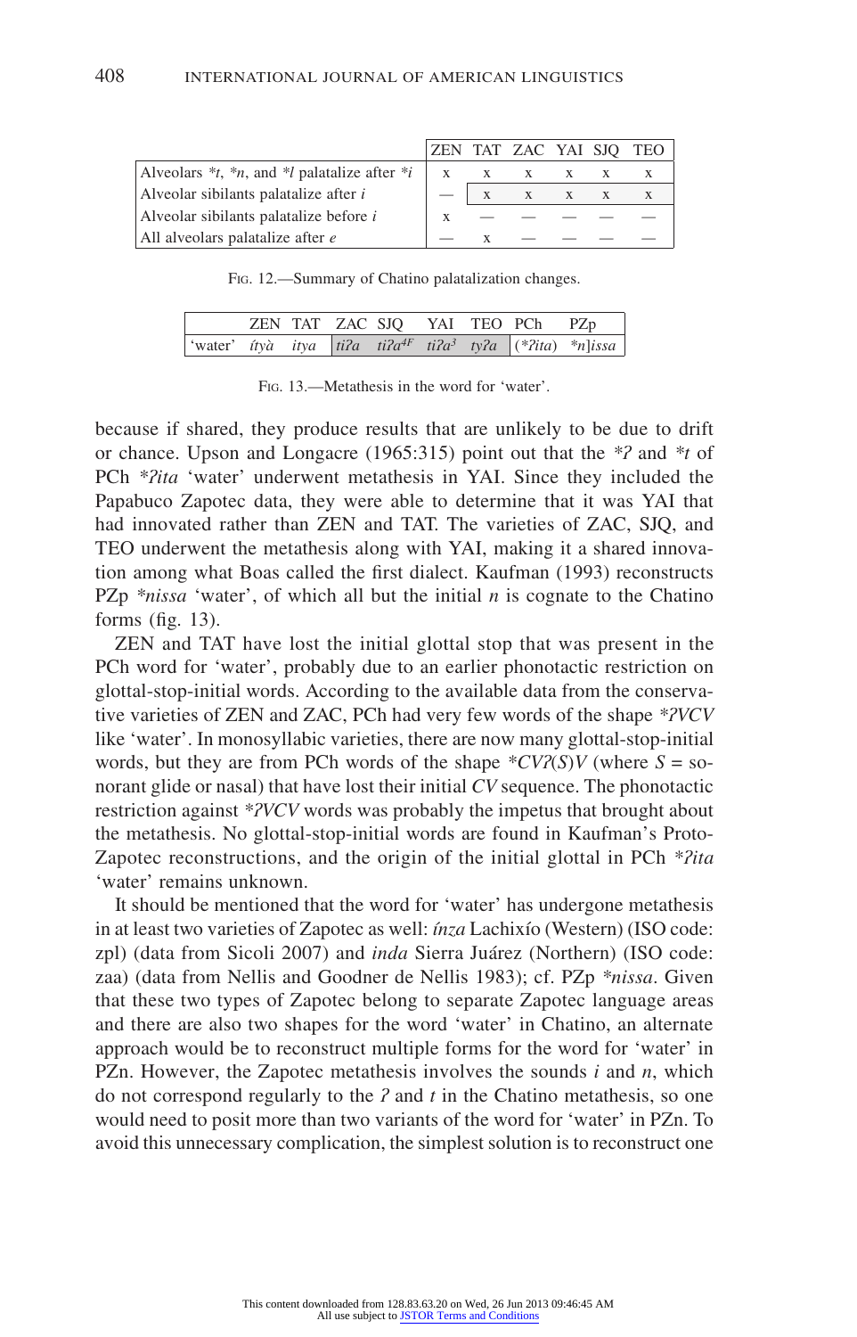| | ZEN | TAT | ZAC | YAI | SJQ | TEO |
|---|---|---|---|---|---|---|
| Alveolars *t, *n, and *l palatalize after *i | x | x | x | x | x | x |
| Alveolar sibilants palatalize after *i* | — | x | x | x | x | x |
| Alveolar sibilants palatalize before *i* | x | — | — | — | — | — |
| All alveolars palatalize after *e* | — | x | — | — | — | — |

Fig. 12.—Summary of Chatino palatalization changes.

| | ZEN | TAT | ZAC | SJQ | YAI | TEO | PCh | PZp |
|---|---|---|---|---|---|---|---|---|
| 'water' | *ítyà* | *itya* | *tiʔa* | *tiʔa*[4F] | *tiʔa*[3] | *tyʔa* | (*ʔita) | *n]issa |

Fig. 13.—Metathesis in the word for 'water'.

because if shared, they produce results that are unlikely to be due to drift or chance. Upson and Longacre (1965:315) point out that the *ʔ and *t of PCh *ʔita 'water' underwent metathesis in YAI. Since they included the Papabuco Zapotec data, they were able to determine that it was YAI that had innovated rather than ZEN and TAT. The varieties of ZAC, SJQ, and TEO underwent the metathesis along with YAI, making it a shared innovation among what Boas called the first dialect. Kaufman (1993) reconstructs PZp *nissa 'water', of which all but the initial *n* is cognate to the Chatino forms (fig. 13).

ZEN and TAT have lost the initial glottal stop that was present in the PCh word for 'water', probably due to an earlier phonotactic restriction on glottal-stop-initial words. According to the available data from the conservative varieties of ZEN and ZAC, PCh had very few words of the shape *ʔVCV like 'water'. In monosyllabic varieties, there are now many glottal-stop-initial words, but they are from PCh words of the shape *CVʔ(S)V (where *S* = sonorant glide or nasal) that have lost their initial *CV* sequence. The phonotactic restriction against *ʔVCV words was probably the impetus that brought about the metathesis. No glottal-stop-initial words are found in Kaufman's Proto-Zapotec reconstructions, and the origin of the initial glottal in PCh *ʔita 'water' remains unknown.

It should be mentioned that the word for 'water' has undergone metathesis in at least two varieties of Zapotec as well: *ínza* Lachixío (Western) (ISO code: zpl) (data from Sicoli 2007) and *inda* Sierra Juárez (Northern) (ISO code: zaa) (data from Nellis and Goodner de Nellis 1983); cf. PZp *nissa. Given that these two types of Zapotec belong to separate Zapotec language areas and there are also two shapes for the word 'water' in Chatino, an alternate approach would be to reconstruct multiple forms for the word for 'water' in PZn. However, the Zapotec metathesis involves the sounds *i* and *n*, which do not correspond regularly to the *ʔ* and *t* in the Chatino metathesis, so one would need to posit more than two variants of the word for 'water' in PZn. To avoid this unnecessary complication, the simplest solution is to reconstruct one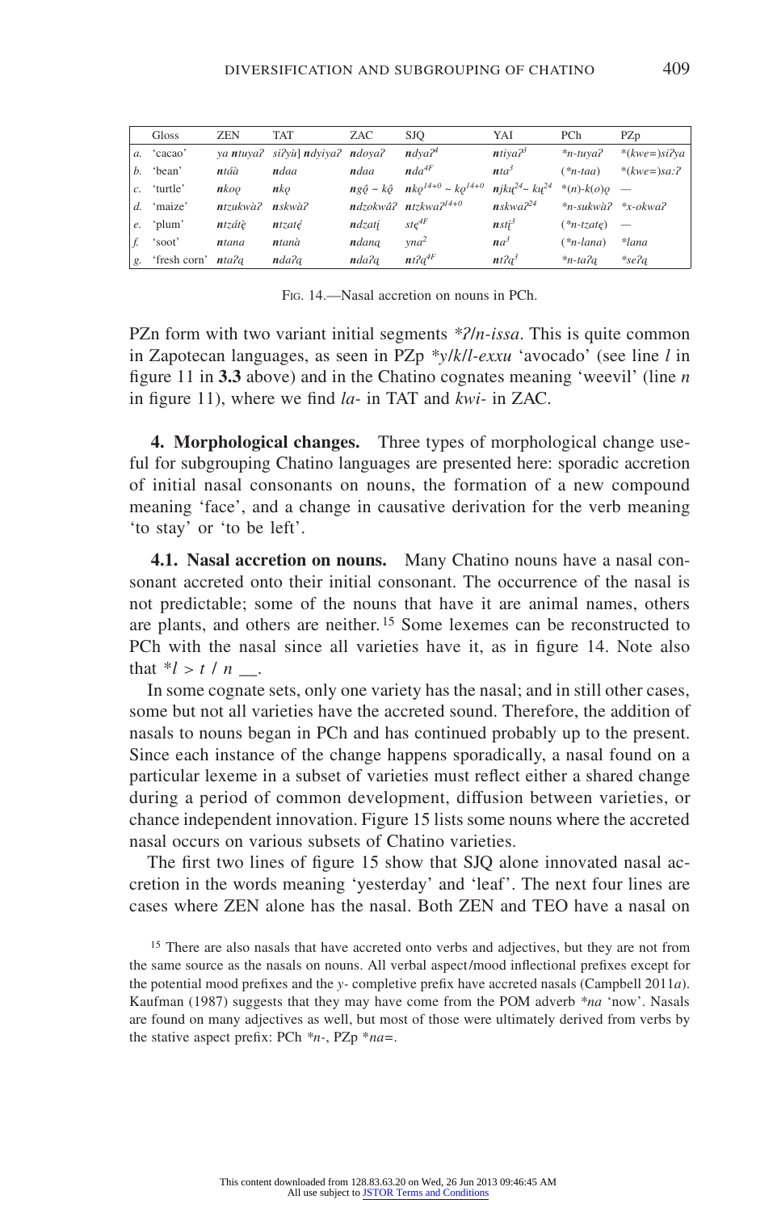| | Gloss | ZEN | TAT | ZAC | SJQ | YAI | PCh | PZp |
|---|---|---|---|---|---|---|---|---|
| *a.* | 'cacao' | *ya* ***ntuyaʔ*** | *siʔyù]* ***ndyiyaʔ*** | ***ndoyaʔ*** | ***ndyaʔ***[4] | ***ntiyaʔ***[3] | *\*n-tuyaʔ* | *\*(kwe=)siʔya* |
| *b.* | 'bean' | ***ntáà*** | ***ndaa*** | ***ndaa*** | ***nda***[4F] | ***nta***[3] | (*\*n-taa*) | *\*(kwe=)sa:ʔ* |
| *c.* | 'turtle' | ***nkoǫ*** | ***nkǫ*** | ***ngǫ̂*** *~ kǫ̂* | ***nkǫ***[14+0] *~ kǫ*[14+0] | ***njkų***[24]*~ kų*[24] | *\*(n)-k(o)ǫ* | — |
| *d.* | 'maize' | ***ntzukwàʔ*** | ***nskwàʔ*** | ***ndzokwâʔ*** | ***ntzkwaʔ***[14+0] | ***nskwaʔ***[24] | *\*n-sukwàʔ* | *\*x-okwaʔ* |
| *e.* | 'plum' | ***ntzátę̀*** | ***ntzatę́*** | ***ndzatį*** | *stę*[4F] | ***nstį***[3] | (*\*n-tzatę*) | — |
| *f.* | 'soot' | ***ntana*** | ***ntanà*** | ***ndaną*** | *yna*[2] | ***na***[3] | (*\*n-lana*) | *\*lana* |
| *g.* | 'fresh corn' | ***ntaʔą*** | ***ndaʔą*** | ***ndaʔą*** | ***ntʔą***[4F] | ***ntʔą***[3] | *\*n-taʔą* | *\*seʔą* |

Fig. 14.—Nasal accretion on nouns in PCh.

PZn form with two variant initial segments *\*ʔ/n-issa*. This is quite common in Zapotecan languages, as seen in PZp *\*y/k/l-exxu* 'avocado' (see line *l* in figure 11 in **3.3** above) and in the Chatino cognates meaning 'weevil' (line *n* in figure 11), where we find *la-* in TAT and *kwi-* in ZAC.

**4. Morphological changes.** Three types of morphological change useful for subgrouping Chatino languages are presented here: sporadic accretion of initial nasal consonants on nouns, the formation of a new compound meaning 'face', and a change in causative derivation for the verb meaning 'to stay' or 'to be left'.

**4.1. Nasal accretion on nouns.** Many Chatino nouns have a nasal consonant accreted onto their initial consonant. The occurrence of the nasal is not predictable; some of the nouns that have it are animal names, others are plants, and others are neither.[15] Some lexemes can be reconstructed to PCh with the nasal since all varieties have it, as in figure 14. Note also that *\*l > t / n \_\_*.

In some cognate sets, only one variety has the nasal; and in still other cases, some but not all varieties have the accreted sound. Therefore, the addition of nasals to nouns began in PCh and has continued probably up to the present. Since each instance of the change happens sporadically, a nasal found on a particular lexeme in a subset of varieties must reflect either a shared change during a period of common development, diffusion between varieties, or chance independent innovation. Figure 15 lists some nouns where the accreted nasal occurs on various subsets of Chatino varieties.

The first two lines of figure 15 show that SJQ alone innovated nasal accretion in the words meaning 'yesterday' and 'leaf'. The next four lines are cases where ZEN alone has the nasal. Both ZEN and TEO have a nasal on

[15] There are also nasals that have accreted onto verbs and adjectives, but they are not from the same source as the nasals on nouns. All verbal aspect/mood inflectional prefixes except for the potential mood prefixes and the *y-* completive prefix have accreted nasals (Campbell 2011*a*). Kaufman (1987) suggests that they may have come from the POM adverb *\*na* 'now'. Nasals are found on many adjectives as well, but most of those were ultimately derived from verbs by the stative aspect prefix: PCh *\*n-*, PZp *\*na=*.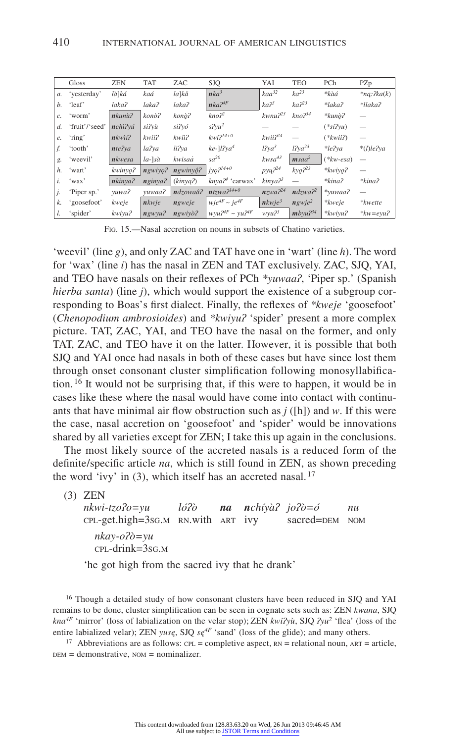| | Gloss | ZEN | TAT | ZAC | SJQ | YAI | TEO | PCh | PZp |
|---|---|---|---|---|---|---|---|---|---|
| *a.* | 'yesterday' | *là]ká* | *kaá* | *la]kǎ* | ***n**ka*$^{3}$ | *kaa*$^{32}$ | *ka*$^{23}$ | **kàá* | **ną:ʔka(k)* |
| *b.* | 'leaf' | *lakaʔ* | *lakaʔ* | *lakaʔ* | ***n**kaʔ*$^{4F}$ | *kaʔ*$^{3}$ | *kaʔ*$^{23}$ | **lakaʔ* | **llakaʔ* |
| *c.* | 'worm' | ***n**kunùʔ* | *konòʔ* | *konǫ̀ʔ* | *knoʔ*$^{2}$ | *kwnuʔ*$^{23}$ | *knoʔ*$^{34}$ | **kunǫ̀ʔ* | — |
| *d.* | 'fruit'/'seed' | ***n**chìʔyú* | *siʔyù* | *siʔyó* | *sʔyu*$^{2}$ | — | — | (**siʔyu*) | — |
| *e.* | 'ring' | ***n**kwìiʔ* | *kwiiʔ* | *kwǐiʔ* | *kwiʔ*$^{14+0}$ | *kwiiʔ*$^{24}$ | — | (**kwiiʔ*) | — |
| *f.* | 'tooth' | ***n**teʔya* | *laʔya* | *liʔya* | *ke-]lʔya*$^{4}$ | *lʔya*$^{3}$ | *lʔya*$^{23}$ | **leʔya* | *(l)leʔya |
| *g.* | 'weevil' | ***n**kwesa* | *la-]sà* | *kwisaà* | *sa*$^{20}$ | *kwsa*$^{43}$ | ***m**saa*$^{2}$ | (**kw-esa*) | — |
| *h.* | 'wart' | *kwinyǫʔ* | ***n**gwiyǫʔ* | ***n**gwinyǫ̂ʔ* | *jyǫʔ*$^{14+0}$ | *pyųʔ*$^{24}$ | *kyǫʔ*$^{23}$ | **kwiyǫʔ* | — |
| *i.* | 'wax' | ***n**kinyaʔ* | ***n**ginyaʔ* | (*kinyąʔ*) | *knyaʔ*$^{4}$ 'earwax' | *kinyaʔ*$^{3}$ | — | **kinaʔ* | **kinaʔ* |
| *j.* | 'Piper sp.' | *yuwaʔ* | *yuwaaʔ* | ***n**dzowaâʔ* | ***n**tzwaʔ*$^{14+0}$ | ***n**zwaʔ*$^{24}$ | ***n**dzwaʔ*$^{2}$ | **yuwaaʔ* | — |
| *k.* | 'goosefoot' | *kweje* | ***n**kwje* | ***n**gweje* | *wje*$^{4F}$ ~ *je*$^{4F}$ | ***n**kwje*$^{3}$ | ***n**gwje*$^{2}$ | **kweje* | **kwette* |
| *l.* | 'spider' | *kwiyuʔ* | ***n**gwyuʔ* | ***n**gwiyòʔ* | *wyuʔ*$^{4F}$ ~ *yuʔ*$^{4F}$ | *wyuʔ*$^{3}$ | ***m**byuʔ*$^{34}$ | **kwiyuʔ* | **kw=eyuʔ* |

FIG. 15.—Nasal accretion on nouns in subsets of Chatino varieties.

'weevil' (line *g*), and only ZAC and TAT have one in 'wart' (line *h*). The word for 'wax' (line *i*) has the nasal in ZEN and TAT exclusively. ZAC, SJQ, YAI, and TEO have nasals on their reflexes of PCh **yuwaaʔ*, 'Piper sp.' (Spanish *hierba santa*) (line *j*), which would support the existence of a subgroup corresponding to Boas's first dialect. Finally, the reflexes of **kweje* 'goosefoot' (*Chenopodium ambrosioides*) and **kwiyuʔ* 'spider' present a more complex picture. TAT, ZAC, YAI, and TEO have the nasal on the former, and only TAT, ZAC, and TEO have it on the latter. However, it is possible that both SJQ and YAI once had nasals in both of these cases but have since lost them through onset consonant cluster simplification following monosyllabification.[16] It would not be surprising that, if this were to happen, it would be in cases like these where the nasal would have come into contact with continuants that have minimal air flow obstruction such as *j* ([h]) and *w*. If this were the case, nasal accretion on 'goosefoot' and 'spider' would be innovations shared by all varieties except for ZEN; I take this up again in the conclusions.

The most likely source of the accreted nasals is a reduced form of the definite/specific article *na*, which is still found in ZEN, as shown preceding the word 'ivy' in (3), which itself has an accreted nasal.[17]

(3) ZEN

*nkwi-tzoʔo=yu* *lóʔò* ***na*** ***n**chíyàʔ* *joʔò=ó* *nu*
CPL-get.high=3SG.M RN.with ART ivy sacred=DEM NOM

*nkay-oʔò=yu*
CPL-drink=3SG.M

'he got high from the sacred ivy that he drank'

[16] Though a detailed study of how consonant clusters have been reduced in SJQ and YAI remains to be done, cluster simplification can be seen in cognate sets such as: ZEN *kwana*, SJQ *kna*$^{4F}$ 'mirror' (loss of labialization on the velar stop); ZEN *kwiʔyù*, SJQ *ʔyu*$^{2}$ 'flea' (loss of the entire labialized velar); ZEN *yusę*, SJQ *sę*$^{4F}$ 'sand' (loss of the glide); and many others.

[17] Abbreviations are as follows: CPL = completive aspect, RN = relational noun, ART = article, DEM = demonstrative, NOM = nominalizer.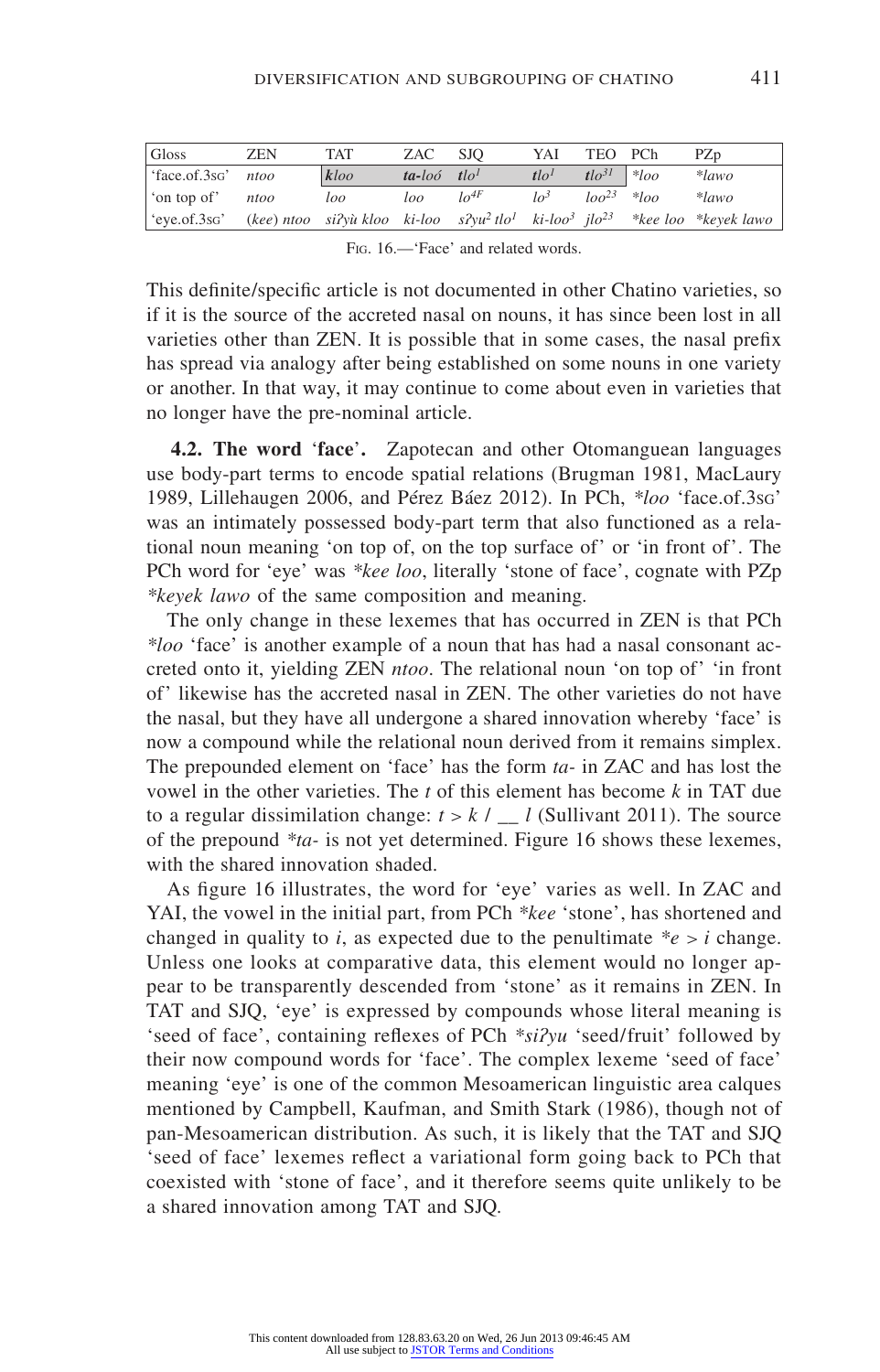| Gloss | ZEN | TAT | ZAC | SJQ | YAI | TEO | PCh | PZp |
|---|---|---|---|---|---|---|---|---|
| 'face.of.3SG' | *ntoo* | ***kloo*** | ***ta-loó*** | ***tlo***[1] | ***tlo***[1] | ***tlo***[31] | *\*loo* | *\*lawo* |
| 'on top of' | *ntoo* | *loo* | *loo* | *lo*[4F] | *lo*[3] | *loo*[23] | *\*loo* | *\*lawo* |
| 'eye.of.3SG' | (*kee*) *ntoo* | *siʔyù kloo* | *ki-loo* | *sʔyu*[2] *tlo*[1] | *ki-loo*[3] | *jlo*[23] | *\*kee loo* | *\*keyek lawo* |

FIG. 16.—'Face' and related words.

This definite/specific article is not documented in other Chatino varieties, so if it is the source of the accreted nasal on nouns, it has since been lost in all varieties other than ZEN. It is possible that in some cases, the nasal prefix has spread via analogy after being established on some nouns in one variety or another. In that way, it may continue to come about even in varieties that no longer have the pre-nominal article.

**4.2. The word 'face'.** Zapotecan and other Otomanguean languages use body-part terms to encode spatial relations (Brugman 1981, MacLaury 1989, Lillehaugen 2006, and Pérez Báez 2012). In PCh, *\*loo* 'face.of.3SG' was an intimately possessed body-part term that also functioned as a relational noun meaning 'on top of, on the top surface of' or 'in front of'. The PCh word for 'eye' was *\*kee loo*, literally 'stone of face', cognate with PZp *\*keyek lawo* of the same composition and meaning.

The only change in these lexemes that has occurred in ZEN is that PCh *\*loo* 'face' is another example of a noun that has had a nasal consonant accreted onto it, yielding ZEN *ntoo*. The relational noun 'on top of' 'in front of' likewise has the accreted nasal in ZEN. The other varieties do not have the nasal, but they have all undergone a shared innovation whereby 'face' is now a compound while the relational noun derived from it remains simplex. The prepounded element on 'face' has the form *ta-* in ZAC and has lost the vowel in the other varieties. The *t* of this element has become *k* in TAT due to a regular dissimilation change: *t* > *k* / __ *l* (Sullivant 2011). The source of the prepound *\*ta-* is not yet determined. Figure 16 shows these lexemes, with the shared innovation shaded.

As figure 16 illustrates, the word for 'eye' varies as well. In ZAC and YAI, the vowel in the initial part, from PCh *\*kee* 'stone', has shortened and changed in quality to *i*, as expected due to the penultimate *\*e* > *i* change. Unless one looks at comparative data, this element would no longer appear to be transparently descended from 'stone' as it remains in ZEN. In TAT and SJQ, 'eye' is expressed by compounds whose literal meaning is 'seed of face', containing reflexes of PCh *\*siʔyu* 'seed/fruit' followed by their now compound words for 'face'. The complex lexeme 'seed of face' meaning 'eye' is one of the common Mesoamerican linguistic area calques mentioned by Campbell, Kaufman, and Smith Stark (1986), though not of pan-Mesoamerican distribution. As such, it is likely that the TAT and SJQ 'seed of face' lexemes reflect a variational form going back to PCh that coexisted with 'stone of face', and it therefore seems quite unlikely to be a shared innovation among TAT and SJQ.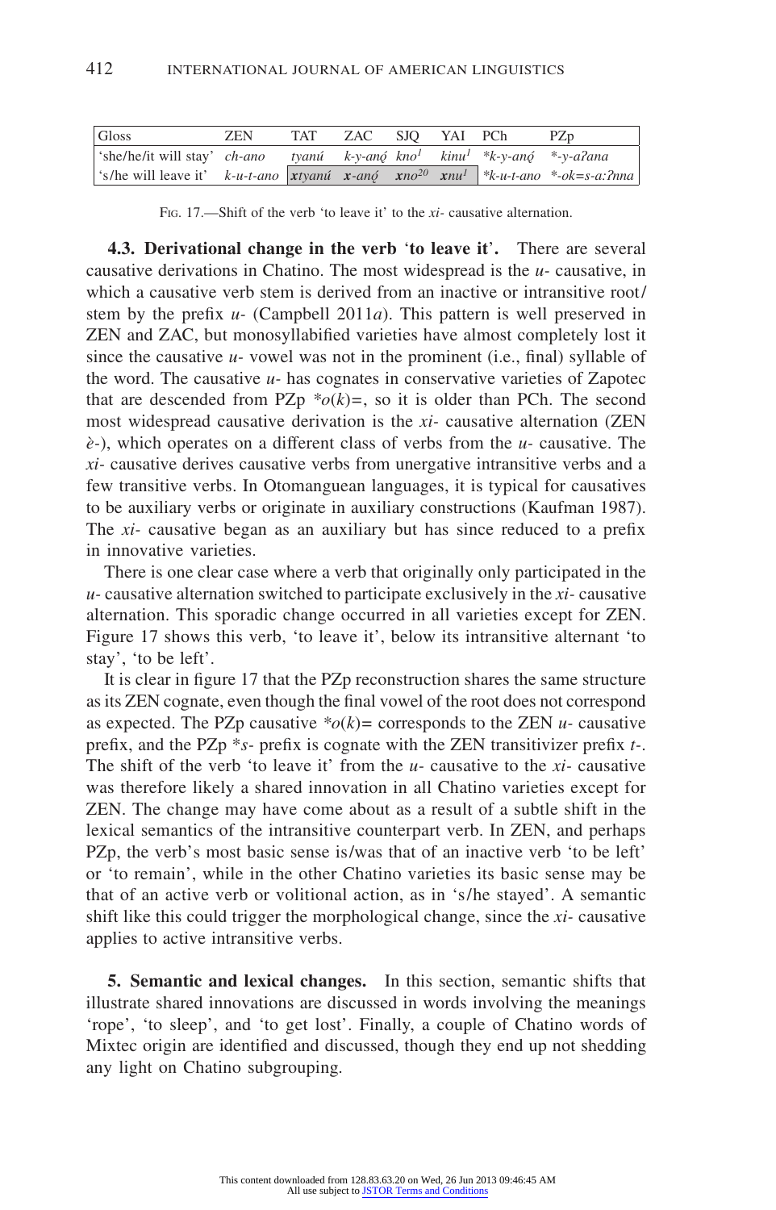| Gloss | ZEN | TAT | ZAC | SJQ | YAI | PCh | PZp |
|---|---|---|---|---|---|---|---|
| 'she/he/it will stay' | *ch-ano* | *tyanú* | *k-y-anǫ́* | *kno*[1] | *kinu*[1] | *\*k-y-anǫ́* | *\*-y-aʔana* |
| 's/he will leave it' | *k-u-t-ano* | ***xtyanú*** | ***x-anǫ́*** | ***xno***[20] | ***xnu***[1] | *\*k-u-t-ano* | *\*-ok=s-a:ʔnna* |

Fig. 17.—Shift of the verb 'to leave it' to the *xi-* causative alternation.

**4.3. Derivational change in the verb 'to leave it'.** There are several causative derivations in Chatino. The most widespread is the *u-* causative, in which a causative verb stem is derived from an inactive or intransitive root/stem by the prefix *u-* (Campbell 2011*a*). This pattern is well preserved in ZEN and ZAC, but monosyllabified varieties have almost completely lost it since the causative *u-* vowel was not in the prominent (i.e., final) syllable of the word. The causative *u-* has cognates in conservative varieties of Zapotec that are descended from PZp *\*o(k)=*, so it is older than PCh. The second most widespread causative derivation is the *xi-* causative alternation (ZEN *è-*), which operates on a different class of verbs from the *u-* causative. The *xi-* causative derives causative verbs from unergative intransitive verbs and a few transitive verbs. In Otomanguean languages, it is typical for causatives to be auxiliary verbs or originate in auxiliary constructions (Kaufman 1987). The *xi-* causative began as an auxiliary but has since reduced to a prefix in innovative varieties.

There is one clear case where a verb that originally only participated in the *u-* causative alternation switched to participate exclusively in the *xi-* causative alternation. This sporadic change occurred in all varieties except for ZEN. Figure 17 shows this verb, 'to leave it', below its intransitive alternant 'to stay', 'to be left'.

It is clear in figure 17 that the PZp reconstruction shares the same structure as its ZEN cognate, even though the final vowel of the root does not correspond as expected. The PZp causative *\*o(k)=* corresponds to the ZEN *u-* causative prefix, and the PZp *\*s-* prefix is cognate with the ZEN transitivizer prefix *t-*. The shift of the verb 'to leave it' from the *u-* causative to the *xi-* causative was therefore likely a shared innovation in all Chatino varieties except for ZEN. The change may have come about as a result of a subtle shift in the lexical semantics of the intransitive counterpart verb. In ZEN, and perhaps PZp, the verb's most basic sense is/was that of an inactive verb 'to be left' or 'to remain', while in the other Chatino varieties its basic sense may be that of an active verb or volitional action, as in 's/he stayed'. A semantic shift like this could trigger the morphological change, since the *xi-* causative applies to active intransitive verbs.

**5. Semantic and lexical changes.** In this section, semantic shifts that illustrate shared innovations are discussed in words involving the meanings 'rope', 'to sleep', and 'to get lost'. Finally, a couple of Chatino words of Mixtec origin are identified and discussed, though they end up not shedding any light on Chatino subgrouping.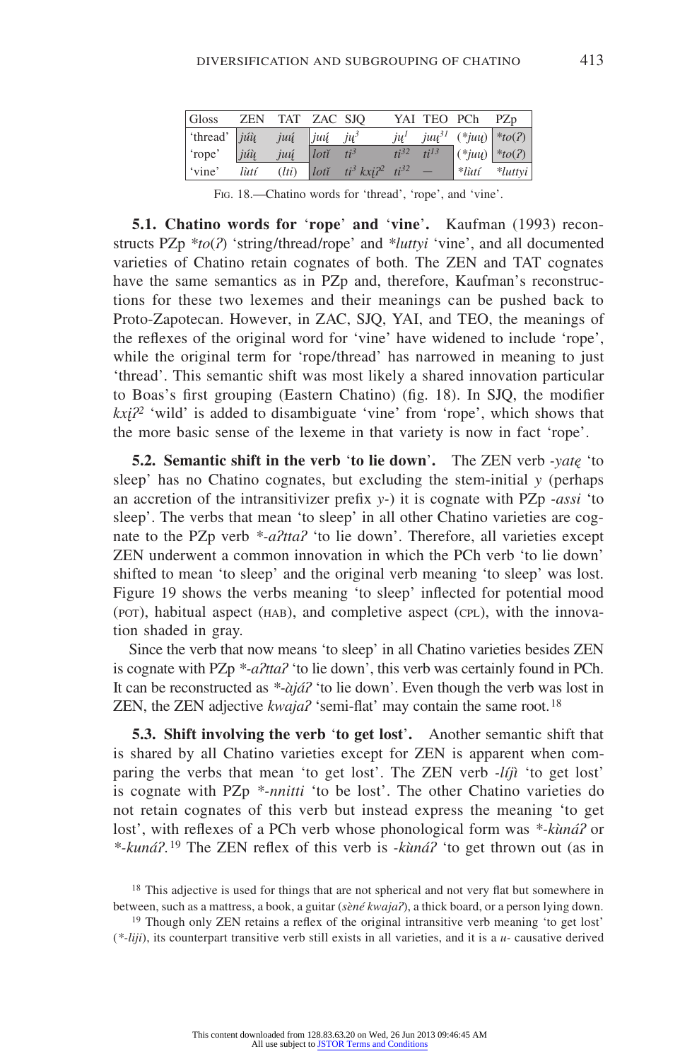| Gloss | ZEN | TAT | ZAC | SJQ | YAI | TEO | PCh | PZp |
|---|---|---|---|---|---|---|---|---|
| 'thread' | *jú̧ú̧* | *juų́* | *juų́* | *jų³* | *jų¹* | *juų³¹* | (*\*juų*) | *\*to(ʔ)* |
| 'rope' | *jú̧ų́* | *juų́* | *lotĭ* | *ti³* | *ti³²* | *ti¹³* | (*\*juų*) | *\*to(ʔ)* |
| 'vine' | *lùtí* | (*lti*) | *lotĭ* | *ti³ kxįʔ²* | *ti³²* | — | *\*lùtí* | *\*luttyi* |

FIG. 18.—Chatino words for 'thread', 'rope', and 'vine'.

**5.1. Chatino words for 'rope' and 'vine'.** Kaufman (1993) reconstructs PZp *\*to(ʔ)* 'string/thread/rope' and *\*luttyi* 'vine', and all documented varieties of Chatino retain cognates of both. The ZEN and TAT cognates have the same semantics as in PZp and, therefore, Kaufman's reconstructions for these two lexemes and their meanings can be pushed back to Proto-Zapotecan. However, in ZAC, SJQ, YAI, and TEO, the meanings of the reflexes of the original word for 'vine' have widened to include 'rope', while the original term for 'rope/thread' has narrowed in meaning to just 'thread'. This semantic shift was most likely a shared innovation particular to Boas's first grouping (Eastern Chatino) (fig. 18). In SJQ, the modifier *kxįʔ²* 'wild' is added to disambiguate 'vine' from 'rope', which shows that the more basic sense of the lexeme in that variety is now in fact 'rope'.

**5.2. Semantic shift in the verb 'to lie down'.** The ZEN verb *-yatę* 'to sleep' has no Chatino cognates, but excluding the stem-initial *y* (perhaps an accretion of the intransitivizer prefix *y-*) it is cognate with PZp *-assi* 'to sleep'. The verbs that mean 'to sleep' in all other Chatino varieties are cognate to the PZp verb *\*-aʔttaʔ* 'to lie down'. Therefore, all varieties except ZEN underwent a common innovation in which the PCh verb 'to lie down' shifted to mean 'to sleep' and the original verb meaning 'to sleep' was lost. Figure 19 shows the verbs meaning 'to sleep' inflected for potential mood (POT), habitual aspect (HAB), and completive aspect (CPL), with the innovation shaded in gray.

Since the verb that now means 'to sleep' in all Chatino varieties besides ZEN is cognate with PZp *\*-aʔttaʔ* 'to lie down', this verb was certainly found in PCh. It can be reconstructed as *\*-àjáʔ* 'to lie down'. Even though the verb was lost in ZEN, the ZEN adjective *kwajaʔ* 'semi-flat' may contain the same root.[18]

**5.3. Shift involving the verb 'to get lost'.** Another semantic shift that is shared by all Chatino varieties except for ZEN is apparent when comparing the verbs that mean 'to get lost'. The ZEN verb *-líj̀ì* 'to get lost' is cognate with PZp *\*-nnitti* 'to be lost'. The other Chatino varieties do not retain cognates of this verb but instead express the meaning 'to get lost', with reflexes of a PCh verb whose phonological form was *\*-kùnáʔ* or *\*-kunáʔ*.[19] The ZEN reflex of this verb is *-kùnáʔ* 'to get thrown out (as in

[18] This adjective is used for things that are not spherical and not very flat but somewhere in between, such as a mattress, a book, a guitar (*sèné kwajaʔ*), a thick board, or a person lying down.

[19] Though only ZEN retains a reflex of the original intransitive verb meaning 'to get lost' (*\*-liji*), its counterpart transitive verb still exists in all varieties, and it is a *u-* causative derived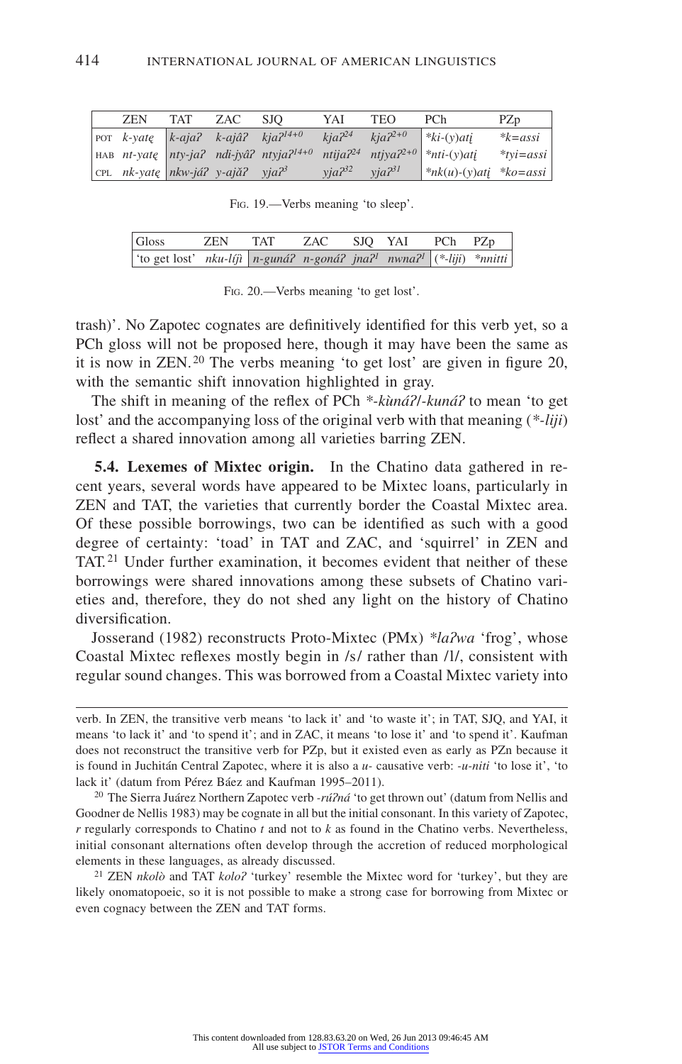|  | ZEN | TAT | ZAC | SJQ | YAI | TEO | PCh | PZp |
|---|---|---|---|---|---|---|---|---|
| POT | *k-yatę* | *k-ajaʔ* | *k-ajâʔ* | *kjaʔ*$^{14+0}$ | *kjaʔ*$^{24}$ | *kjaʔ*$^{2+0}$ | *\*ki-(y)atį* | *\*k=assi* |
| HAB | *nt-yatę* | *nty-jaʔ* | *ndi-jyâʔ* | *ntyjaʔ*$^{14+0}$ | *ntijaʔ*$^{24}$ | *ntjyaʔ*$^{2+0}$ | *\*nti-(y)atį* | *\*tyi=assi* |
| CPL | *nk-yatę* | *nkw-jáʔ* | *y-ajǎʔ* | *yjaʔ*$^{3}$ | *yjaʔ*$^{32}$ | *yjaʔ*$^{31}$ | *\*nk(u)-(y)atį* | *\*ko=assi* |

FIG. 19.—Verbs meaning 'to sleep'.

| Gloss | ZEN | TAT | ZAC | SJQ | YAI | PCh | PZp |
|---|---|---|---|---|---|---|---|
| 'to get lost' | *nku-líj̀ì* | *n-gunáʔ* | *n-gonáʔ* | *jnaʔ*$^{l}$ | *nwnaʔ*$^{l}$ | (*\*-liji*) | *\*nnitti* |

FIG. 20.—Verbs meaning 'to get lost'.

trash)'. No Zapotec cognates are definitively identified for this verb yet, so a PCh gloss will not be proposed here, though it may have been the same as it is now in ZEN.[20] The verbs meaning 'to get lost' are given in figure 20, with the semantic shift innovation highlighted in gray.

The shift in meaning of the reflex of PCh *\*-kùnáʔ/-kunáʔ* to mean 'to get lost' and the accompanying loss of the original verb with that meaning (*\*-liji*) reflect a shared innovation among all varieties barring ZEN.

**5.4. Lexemes of Mixtec origin.** In the Chatino data gathered in recent years, several words have appeared to be Mixtec loans, particularly in ZEN and TAT, the varieties that currently border the Coastal Mixtec area. Of these possible borrowings, two can be identified as such with a good degree of certainty: 'toad' in TAT and ZAC, and 'squirrel' in ZEN and TAT.[21] Under further examination, it becomes evident that neither of these borrowings were shared innovations among these subsets of Chatino varieties and, therefore, they do not shed any light on the history of Chatino diversification.

Josserand (1982) reconstructs Proto-Mixtec (PMx) *\*laʔwa* 'frog', whose Coastal Mixtec reflexes mostly begin in /s/ rather than /l/, consistent with regular sound changes. This was borrowed from a Coastal Mixtec variety into

---

verb. In ZEN, the transitive verb means 'to lack it' and 'to waste it'; in TAT, SJQ, and YAI, it means 'to lack it' and 'to spend it'; and in ZAC, it means 'to lose it' and 'to spend it'. Kaufman does not reconstruct the transitive verb for PZp, but it existed even as early as PZn because it is found in Juchitán Central Zapotec, where it is also a *u-* causative verb: *-u-niti* 'to lose it', 'to lack it' (datum from Pérez Báez and Kaufman 1995–2011).

[20] The Sierra Juárez Northern Zapotec verb *-rúʔná* 'to get thrown out' (datum from Nellis and Goodner de Nellis 1983) may be cognate in all but the initial consonant. In this variety of Zapotec, *r* regularly corresponds to Chatino *t* and not to *k* as found in the Chatino verbs. Nevertheless, initial consonant alternations often develop through the accretion of reduced morphological elements in these languages, as already discussed.

[21] ZEN *nkolò* and TAT *koloʔ* 'turkey' resemble the Mixtec word for 'turkey', but they are likely onomatopoeic, so it is not possible to make a strong case for borrowing from Mixtec or even cognacy between the ZEN and TAT forms.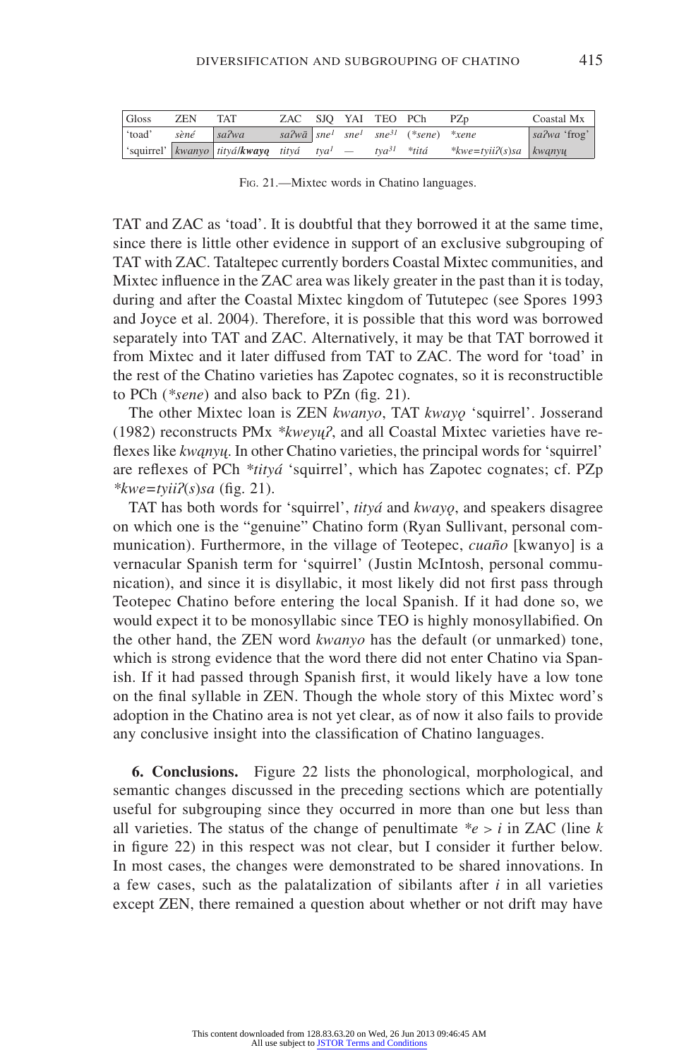| Gloss | ZEN | TAT | ZAC | SJQ | YAI | TEO | PCh | PZp | Coastal Mx |
|---|---|---|---|---|---|---|---|---|---|
| 'toad' | *sèné* | *saʔwa* | *saʔwā* | *sne¹* | *sne¹* | *sne³¹* | (*\*sene*) | *\*xene* | *saʔwa* 'frog' |
| 'squirrel' | *kwanyo* | *tityá*/***kwayǫ*** | *tityá* | *tya¹* | — | *tya³¹* | *\*titá* | *\*kwe=tyiiʔ(s)sa* | *kwąnyų* |

FIG. 21.—Mixtec words in Chatino languages.

TAT and ZAC as 'toad'. It is doubtful that they borrowed it at the same time, since there is little other evidence in support of an exclusive subgrouping of TAT with ZAC. Tataltepec currently borders Coastal Mixtec communities, and Mixtec influence in the ZAC area was likely greater in the past than it is today, during and after the Coastal Mixtec kingdom of Tututepec (see Spores 1993 and Joyce et al. 2004). Therefore, it is possible that this word was borrowed separately into TAT and ZAC. Alternatively, it may be that TAT borrowed it from Mixtec and it later diffused from TAT to ZAC. The word for 'toad' in the rest of the Chatino varieties has Zapotec cognates, so it is reconstructible to PCh (*\*sene*) and also back to PZn (fig. 21).

The other Mixtec loan is ZEN *kwanyo*, TAT *kwayǫ* 'squirrel'. Josserand (1982) reconstructs PMx *\*kweyųʔ*, and all Coastal Mixtec varieties have reflexes like *kwąnyų*. In other Chatino varieties, the principal words for 'squirrel' are reflexes of PCh *\*tityá* 'squirrel', which has Zapotec cognates; cf. PZp *\*kwe=tyiiʔ(s)sa* (fig. 21).

TAT has both words for 'squirrel', *tityá* and *kwayǫ*, and speakers disagree on which one is the "genuine" Chatino form (Ryan Sullivant, personal communication). Furthermore, in the village of Teotepec, *cuaño* [kwanyo] is a vernacular Spanish term for 'squirrel' (Justin McIntosh, personal communication), and since it is disyllabic, it most likely did not first pass through Teotepec Chatino before entering the local Spanish. If it had done so, we would expect it to be monosyllabic since TEO is highly monosyllabified. On the other hand, the ZEN word *kwanyo* has the default (or unmarked) tone, which is strong evidence that the word there did not enter Chatino via Spanish. If it had passed through Spanish first, it would likely have a low tone on the final syllable in ZEN. Though the whole story of this Mixtec word's adoption in the Chatino area is not yet clear, as of now it also fails to provide any conclusive insight into the classification of Chatino languages.

**6. Conclusions.** Figure 22 lists the phonological, morphological, and semantic changes discussed in the preceding sections which are potentially useful for subgrouping since they occurred in more than one but less than all varieties. The status of the change of penultimate *\*e > i* in ZAC (line *k* in figure 22) in this respect was not clear, but I consider it further below. In most cases, the changes were demonstrated to be shared innovations. In a few cases, such as the palatalization of sibilants after *i* in all varieties except ZEN, there remained a question about whether or not drift may have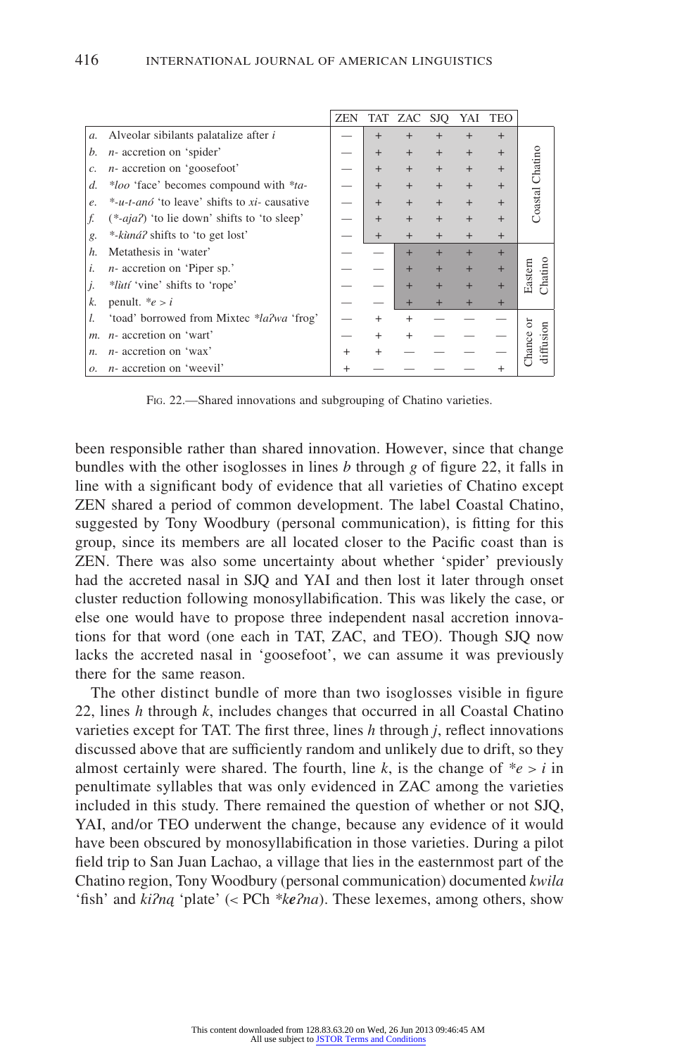| | | ZEN | TAT | ZAC | SJQ | YAI | TEO | |
|---|---|---|---|---|---|---|---|---|
| *a.* | Alveolar sibilants palatalize after *i* | — | + | + | + | + | + | Coastal Chatino |
| *b.* | *n-* accretion on 'spider' | — | + | + | + | + | + | |
| *c.* | *n-* accretion on 'goosefoot' | — | + | + | + | + | + | |
| *d.* | *\*loo* 'face' becomes compound with *\*ta-* | — | + | + | + | + | + | |
| *e.* | *\*-u-t-anó* 'to leave' shifts to *xi-* causative | — | + | + | + | + | + | |
| *f.* | (*\*-ajaʔ*) 'to lie down' shifts to 'to sleep' | — | + | + | + | + | + | |
| *g.* | *\*-kùnáʔ* shifts to 'to get lost' | — | + | + | + | + | + | |
| *h.* | Metathesis in 'water' | — | — | + | + | + | + | Eastern Chatino |
| *i.* | *n-* accretion on 'Piper sp.' | — | — | + | + | + | + | |
| *j.* | *\*lùtí* 'vine' shifts to 'rope' | — | — | + | + | + | + | |
| *k.* | penult. *\*e > i* | — | — | + | + | + | + | |
| *l.* | 'toad' borrowed from Mixtec *\*laʔwa* 'frog' | — | + | + | — | — | — | Chance or diffusion |
| *m.* | *n-* accretion on 'wart' | — | + | + | — | — | — | |
| *n.* | *n-* accretion on 'wax' | + | + | — | — | — | — | |
| *o.* | *n-* accretion on 'weevil' | + | — | — | — | — | + | |

FIG. 22.—Shared innovations and subgrouping of Chatino varieties.

been responsible rather than shared innovation. However, since that change bundles with the other isoglosses in lines *b* through *g* of figure 22, it falls in line with a significant body of evidence that all varieties of Chatino except ZEN shared a period of common development. The label Coastal Chatino, suggested by Tony Woodbury (personal communication), is fitting for this group, since its members are all located closer to the Pacific coast than is ZEN. There was also some uncertainty about whether 'spider' previously had the accreted nasal in SJQ and YAI and then lost it later through onset cluster reduction following monosyllabification. This was likely the case, or else one would have to propose three independent nasal accretion innovations for that word (one each in TAT, ZAC, and TEO). Though SJQ now lacks the accreted nasal in 'goosefoot', we can assume it was previously there for the same reason.

The other distinct bundle of more than two isoglosses visible in figure 22, lines *h* through *k*, includes changes that occurred in all Coastal Chatino varieties except for TAT. The first three, lines *h* through *j*, reflect innovations discussed above that are sufficiently random and unlikely due to drift, so they almost certainly were shared. The fourth, line *k*, is the change of *\*e > i* in penultimate syllables that was only evidenced in ZAC among the varieties included in this study. There remained the question of whether or not SJQ, YAI, and/or TEO underwent the change, because any evidence of it would have been obscured by monosyllabification in those varieties. During a pilot field trip to San Juan Lachao, a village that lies in the easternmost part of the Chatino region, Tony Woodbury (personal communication) documented *kwila* 'fish' and *kiʔną* 'plate' (< PCh *\*k**e**ʔna*). These lexemes, among others, show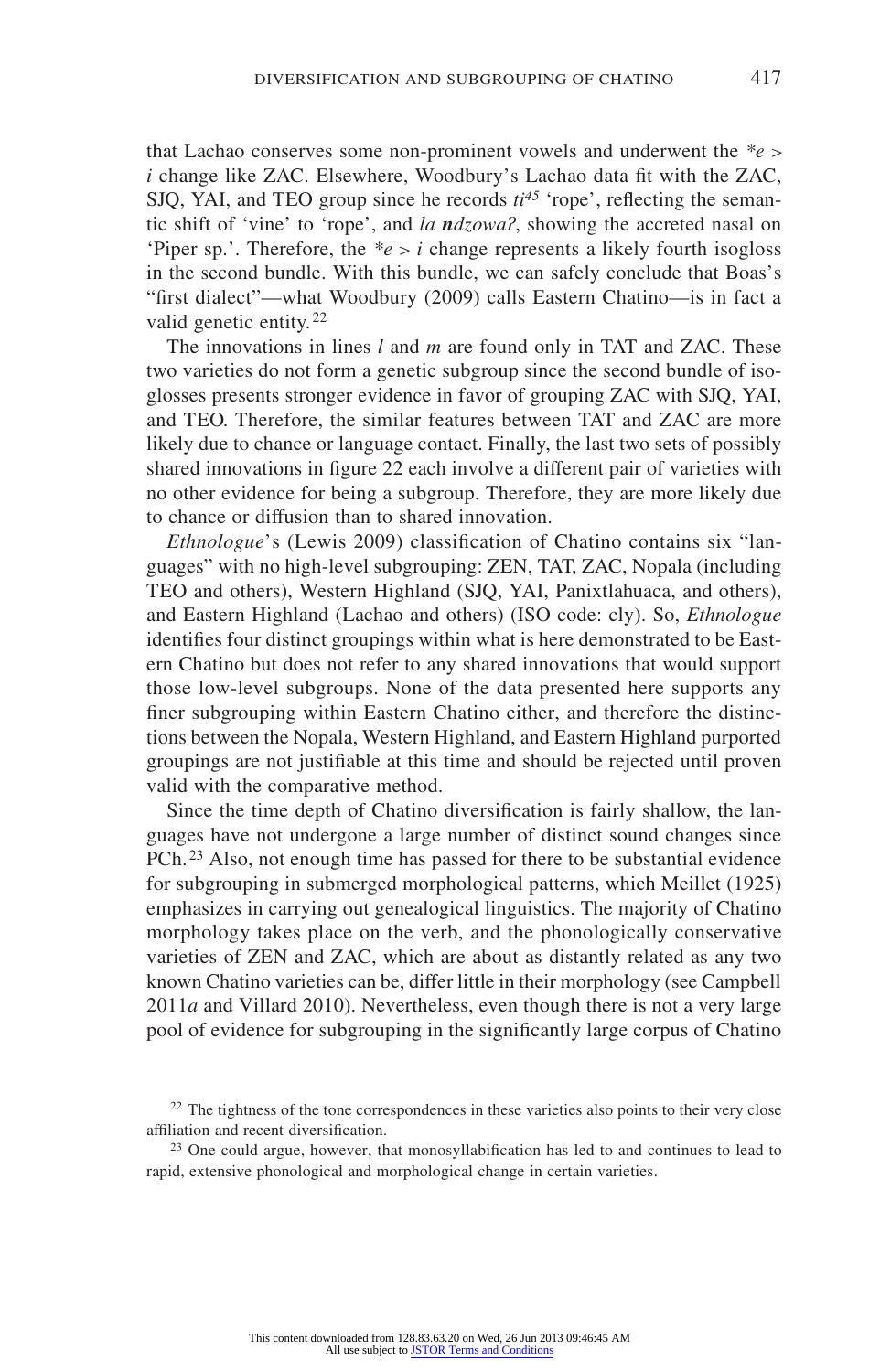that Lachao conserves some non-prominent vowels and underwent the **e* > *i* change like ZAC. Elsewhere, Woodbury's Lachao data fit with the ZAC, SJQ, YAI, and TEO group since he records *ti*[45] 'rope', reflecting the semantic shift of 'vine' to 'rope', and *la **n**dzowaʔ*, showing the accreted nasal on 'Piper sp.'. Therefore, the **e* > *i* change represents a likely fourth isogloss in the second bundle. With this bundle, we can safely conclude that Boas's "first dialect"—what Woodbury (2009) calls Eastern Chatino—is in fact a valid genetic entity.[22]

The innovations in lines *l* and *m* are found only in TAT and ZAC. These two varieties do not form a genetic subgroup since the second bundle of isoglosses presents stronger evidence in favor of grouping ZAC with SJQ, YAI, and TEO. Therefore, the similar features between TAT and ZAC are more likely due to chance or language contact. Finally, the last two sets of possibly shared innovations in figure 22 each involve a different pair of varieties with no other evidence for being a subgroup. Therefore, they are more likely due to chance or diffusion than to shared innovation.

*Ethnologue*'s (Lewis 2009) classification of Chatino contains six "languages" with no high-level subgrouping: ZEN, TAT, ZAC, Nopala (including TEO and others), Western Highland (SJQ, YAI, Panixtlahuaca, and others), and Eastern Highland (Lachao and others) (ISO code: cly). So, *Ethnologue* identifies four distinct groupings within what is here demonstrated to be Eastern Chatino but does not refer to any shared innovations that would support those low-level subgroups. None of the data presented here supports any finer subgrouping within Eastern Chatino either, and therefore the distinctions between the Nopala, Western Highland, and Eastern Highland purported groupings are not justifiable at this time and should be rejected until proven valid with the comparative method.

Since the time depth of Chatino diversification is fairly shallow, the languages have not undergone a large number of distinct sound changes since PCh.[23] Also, not enough time has passed for there to be substantial evidence for subgrouping in submerged morphological patterns, which Meillet (1925) emphasizes in carrying out genealogical linguistics. The majority of Chatino morphology takes place on the verb, and the phonologically conservative varieties of ZEN and ZAC, which are about as distantly related as any two known Chatino varieties can be, differ little in their morphology (see Campbell 2011*a* and Villard 2010). Nevertheless, even though there is not a very large pool of evidence for subgrouping in the significantly large corpus of Chatino

[22] The tightness of the tone correspondences in these varieties also points to their very close affiliation and recent diversification.

[23] One could argue, however, that monosyllabification has led to and continues to lead to rapid, extensive phonological and morphological change in certain varieties.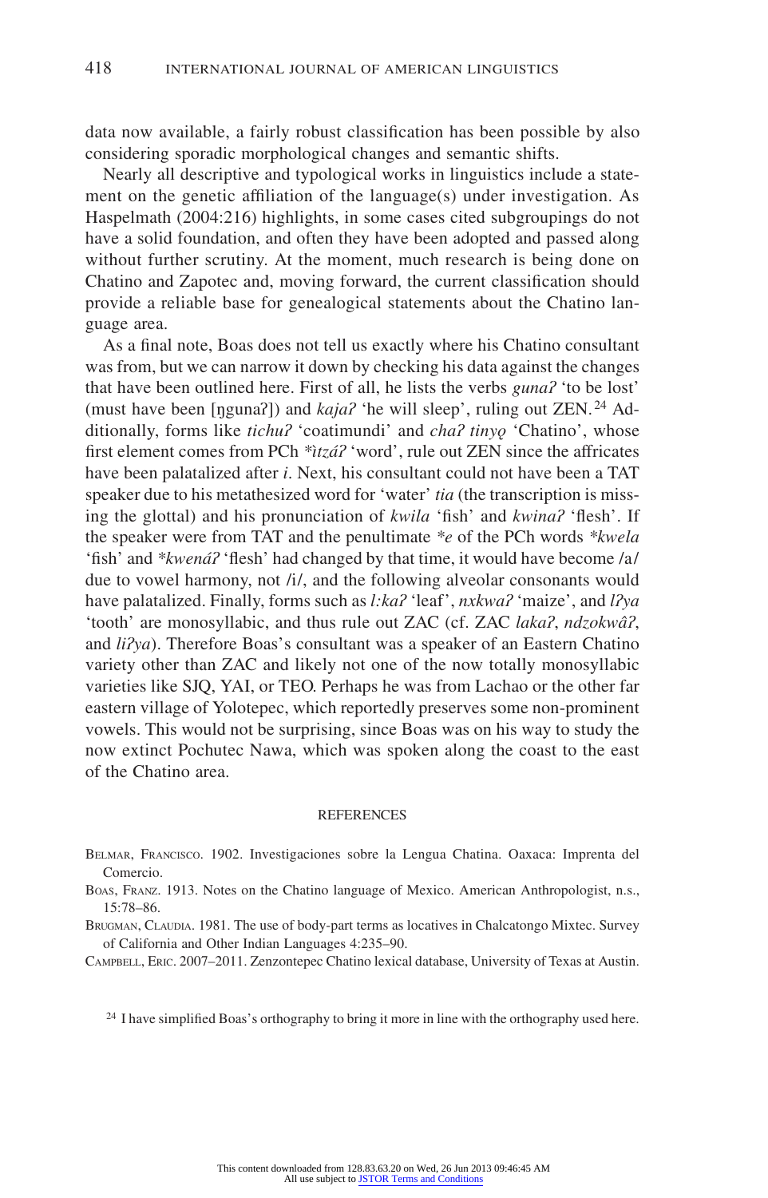data now available, a fairly robust classification has been possible by also considering sporadic morphological changes and semantic shifts.

Nearly all descriptive and typological works in linguistics include a statement on the genetic affiliation of the language(s) under investigation. As Haspelmath (2004:216) highlights, in some cases cited subgroupings do not have a solid foundation, and often they have been adopted and passed along without further scrutiny. At the moment, much research is being done on Chatino and Zapotec and, moving forward, the current classification should provide a reliable base for genealogical statements about the Chatino language area.

As a final note, Boas does not tell us exactly where his Chatino consultant was from, but we can narrow it down by checking his data against the changes that have been outlined here. First of all, he lists the verbs *gunaʔ* 'to be lost' (must have been [ŋgunaʔ]) and *kajaʔ* 'he will sleep', ruling out ZEN.[24] Additionally, forms like *tichuʔ* 'coatimundi' and *chaʔ tinyǫ* 'Chatino', whose first element comes from PCh *\*ìtzáʔ* 'word', rule out ZEN since the affricates have been palatalized after *i*. Next, his consultant could not have been a TAT speaker due to his metathesized word for 'water' *tia* (the transcription is missing the glottal) and his pronunciation of *kwila* 'fish' and *kwinaʔ* 'flesh'. If the speaker were from TAT and the penultimate *\*e* of the PCh words *\*kwela* 'fish' and *\*kwenáʔ* 'flesh' had changed by that time, it would have become /a/ due to vowel harmony, not /i/, and the following alveolar consonants would have palatalized. Finally, forms such as *l:kaʔ* 'leaf', *nxkwaʔ* 'maize', and *lʔya* 'tooth' are monosyllabic, and thus rule out ZAC (cf. ZAC *lakaʔ*, *ndzokwâʔ*, and *liʔya*). Therefore Boas's consultant was a speaker of an Eastern Chatino variety other than ZAC and likely not one of the now totally monosyllabic varieties like SJQ, YAI, or TEO. Perhaps he was from Lachao or the other far eastern village of Yolotepec, which reportedly preserves some non-prominent vowels. This would not be surprising, since Boas was on his way to study the now extinct Pochutec Nawa, which was spoken along the coast to the east of the Chatino area.

## REFERENCES

Belmar, Francisco. 1902. Investigaciones sobre la Lengua Chatina. Oaxaca: Imprenta del Comercio.

Boas, Franz. 1913. Notes on the Chatino language of Mexico. American Anthropologist, n.s., 15:78–86.

Brugman, Claudia. 1981. The use of body-part terms as locatives in Chalcatongo Mixtec. Survey of California and Other Indian Languages 4:235–90.

Campbell, Eric. 2007–2011. Zenzontepec Chatino lexical database, University of Texas at Austin.

[24] I have simplified Boas's orthography to bring it more in line with the orthography used here.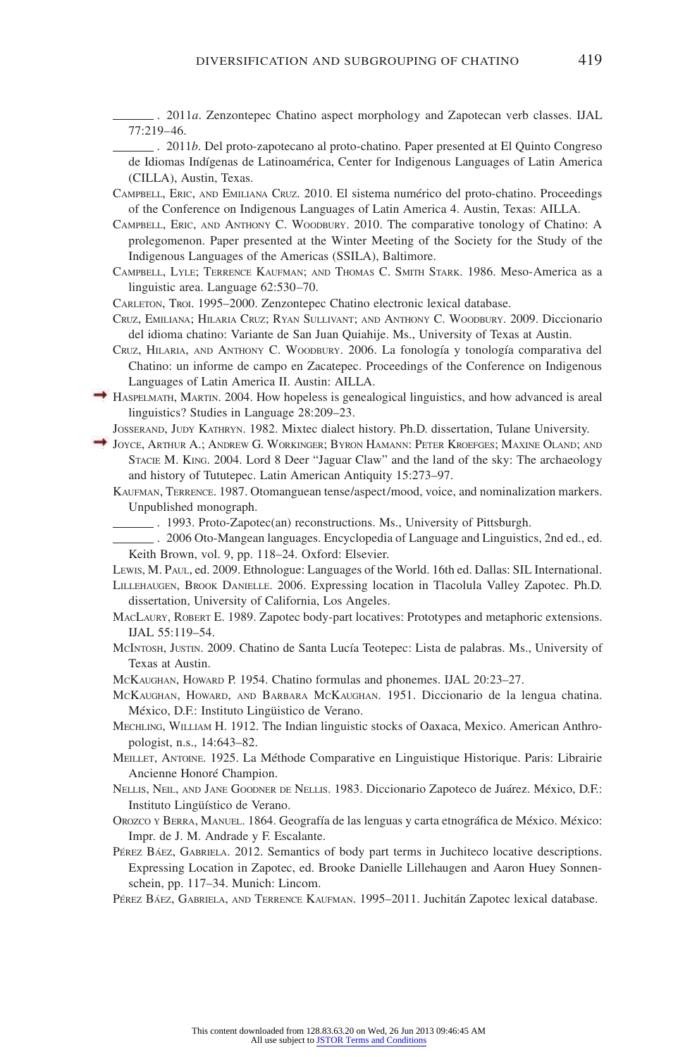———. 2011*a*. Zenzontepec Chatino aspect morphology and Zapotecan verb classes. IJAL 77:219–46.

———. 2011*b*. Del proto-zapotecano al proto-chatino. Paper presented at El Quinto Congreso de Idiomas Indígenas de Latinoamérica, Center for Indigenous Languages of Latin America (CILLA), Austin, Texas.

Campbell, Eric, and Emiliana Cruz. 2010. El sistema numérico del proto-chatino. Proceedings of the Conference on Indigenous Languages of Latin America 4. Austin, Texas: AILLA.

Campbell, Eric, and Anthony C. Woodbury. 2010. The comparative tonology of Chatino: A prolegomenon. Paper presented at the Winter Meeting of the Society for the Study of the Indigenous Languages of the Americas (SSILA), Baltimore.

Campbell, Lyle; Terrence Kaufman; and Thomas C. Smith Stark. 1986. Meso-America as a linguistic area. Language 62:530–70.

Carleton, Troi. 1995–2000. Zenzontepec Chatino electronic lexical database.

Cruz, Emiliana; Hilaria Cruz; Ryan Sullivant; and Anthony C. Woodbury. 2009. Diccionario del idioma chatino: Variante de San Juan Quiahije. Ms., University of Texas at Austin.

Cruz, Hilaria, and Anthony C. Woodbury. 2006. La fonología y tonología comparativa del Chatino: un informe de campo en Zacatepec. Proceedings of the Conference on Indigenous Languages of Latin America II. Austin: AILLA.

Haspelmath, Martin. 2004. How hopeless is genealogical linguistics, and how advanced is areal linguistics? Studies in Language 28:209–23.

Josserand, Judy Kathryn. 1982. Mixtec dialect history. Ph.D. dissertation, Tulane University.

Joyce, Arthur A.; Andrew G. Workinger; Byron Hamann: Peter Kroefges; Maxine Oland; and Stacie M. King. 2004. Lord 8 Deer "Jaguar Claw" and the land of the sky: The archaeology and history of Tututepec. Latin American Antiquity 15:273–97.

Kaufman, Terrence. 1987. Otomanguean tense/aspect/mood, voice, and nominalization markers. Unpublished monograph.

———. 1993. Proto-Zapotec(an) reconstructions. Ms., University of Pittsburgh.

———. 2006 Oto-Mangean languages. Encyclopedia of Language and Linguistics, 2nd ed., ed. Keith Brown, vol. 9, pp. 118–24. Oxford: Elsevier.

Lewis, M. Paul, ed. 2009. Ethnologue: Languages of the World. 16th ed. Dallas: SIL International.

Lillehaugen, Brook Danielle. 2006. Expressing location in Tlacolula Valley Zapotec. Ph.D. dissertation, University of California, Los Angeles.

MacLaury, Robert E. 1989. Zapotec body-part locatives: Prototypes and metaphoric extensions. IJAL 55:119–54.

McIntosh, Justin. 2009. Chatino de Santa Lucía Teotepec: Lista de palabras. Ms., University of Texas at Austin.

McKaughan, Howard P. 1954. Chatino formulas and phonemes. IJAL 20:23–27.

McKaughan, Howard, and Barbara McKaughan. 1951. Diccionario de la lengua chatina. México, D.F.: Instituto Lingüistico de Verano.

Mechling, William H. 1912. The Indian linguistic stocks of Oaxaca, Mexico. American Anthropologist, n.s., 14:643–82.

Meillet, Antoine. 1925. La Méthode Comparative en Linguistique Historique. Paris: Librairie Ancienne Honoré Champion.

Nellis, Neil, and Jane Goodner de Nellis. 1983. Diccionario Zapoteco de Juárez. México, D.F.: Instituto Lingüístico de Verano.

Orozco y Berra, Manuel. 1864. Geografía de las lenguas y carta etnográfica de México. México: Impr. de J. M. Andrade y F. Escalante.

Pérez Báez, Gabriela. 2012. Semantics of body part terms in Juchiteco locative descriptions. Expressing Location in Zapotec, ed. Brooke Danielle Lillehaugen and Aaron Huey Sonnenschein, pp. 117–34. Munich: Lincom.

Pérez Báez, Gabriela, and Terrence Kaufman. 1995–2011. Juchitán Zapotec lexical database.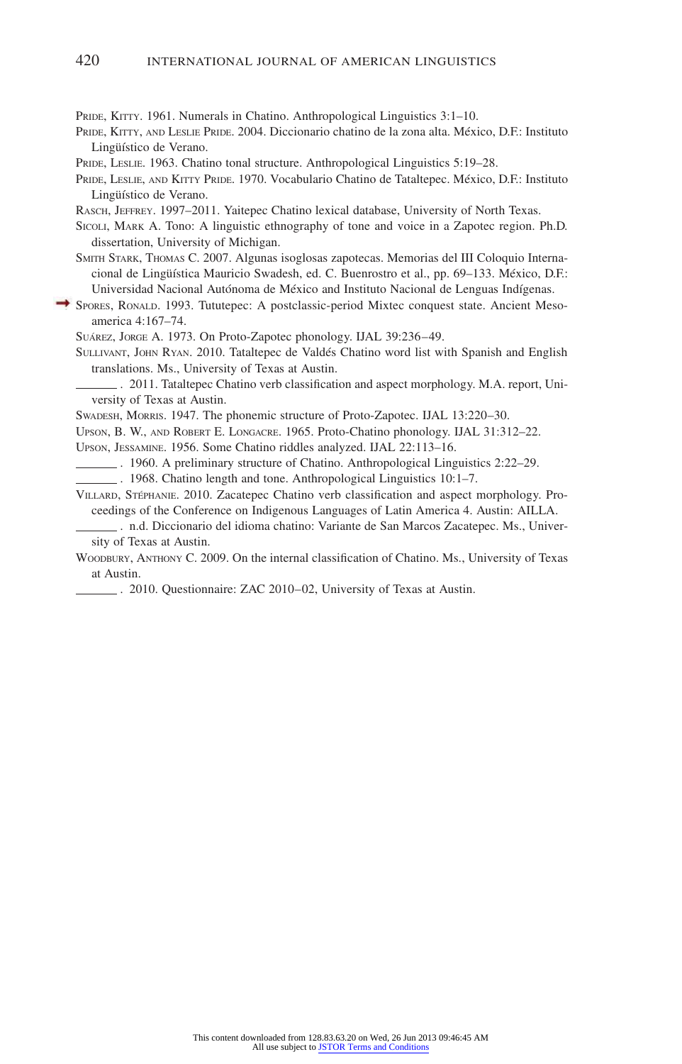Pride, Kitty. 1961. Numerals in Chatino. Anthropological Linguistics 3:1–10.

Pride, Kitty, and Leslie Pride. 2004. Diccionario chatino de la zona alta. México, D.F.: Instituto Lingüístico de Verano.

Pride, Leslie. 1963. Chatino tonal structure. Anthropological Linguistics 5:19–28.

Pride, Leslie, and Kitty Pride. 1970. Vocabulario Chatino de Tataltepec. México, D.F.: Instituto Lingüístico de Verano.

Rasch, Jeffrey. 1997–2011. Yaitepec Chatino lexical database, University of North Texas.

Sicoli, Mark A. Tono: A linguistic ethnography of tone and voice in a Zapotec region. Ph.D. dissertation, University of Michigan.

Smith Stark, Thomas C. 2007. Algunas isoglosas zapotecas. Memorias del III Coloquio Internacional de Lingüística Mauricio Swadesh, ed. C. Buenrostro et al., pp. 69–133. México, D.F.: Universidad Nacional Autónoma de México and Instituto Nacional de Lenguas Indígenas.

Spores, Ronald. 1993. Tututepec: A postclassic-period Mixtec conquest state. Ancient Mesoamerica 4:167–74.

Suárez, Jorge A. 1973. On Proto-Zapotec phonology. IJAL 39:236–49.

Sullivant, John Ryan. 2010. Tataltepec de Valdés Chatino word list with Spanish and English translations. Ms., University of Texas at Austin.

______. 2011. Tataltepec Chatino verb classification and aspect morphology. M.A. report, University of Texas at Austin.

Swadesh, Morris. 1947. The phonemic structure of Proto-Zapotec. IJAL 13:220–30.

Upson, B. W., and Robert E. Longacre. 1965. Proto-Chatino phonology. IJAL 31:312–22.

Upson, Jessamine. 1956. Some Chatino riddles analyzed. IJAL 22:113–16.

______. 1960. A preliminary structure of Chatino. Anthropological Linguistics 2:22–29.

______. 1968. Chatino length and tone. Anthropological Linguistics 10:1–7.

Villard, Stéphanie. 2010. Zacatepec Chatino verb classification and aspect morphology. Proceedings of the Conference on Indigenous Languages of Latin America 4. Austin: AILLA.

______. n.d. Diccionario del idioma chatino: Variante de San Marcos Zacatepec. Ms., University of Texas at Austin.

Woodbury, Anthony C. 2009. On the internal classification of Chatino. Ms., University of Texas at Austin.

______. 2010. Questionnaire: ZAC 2010–02, University of Texas at Austin.